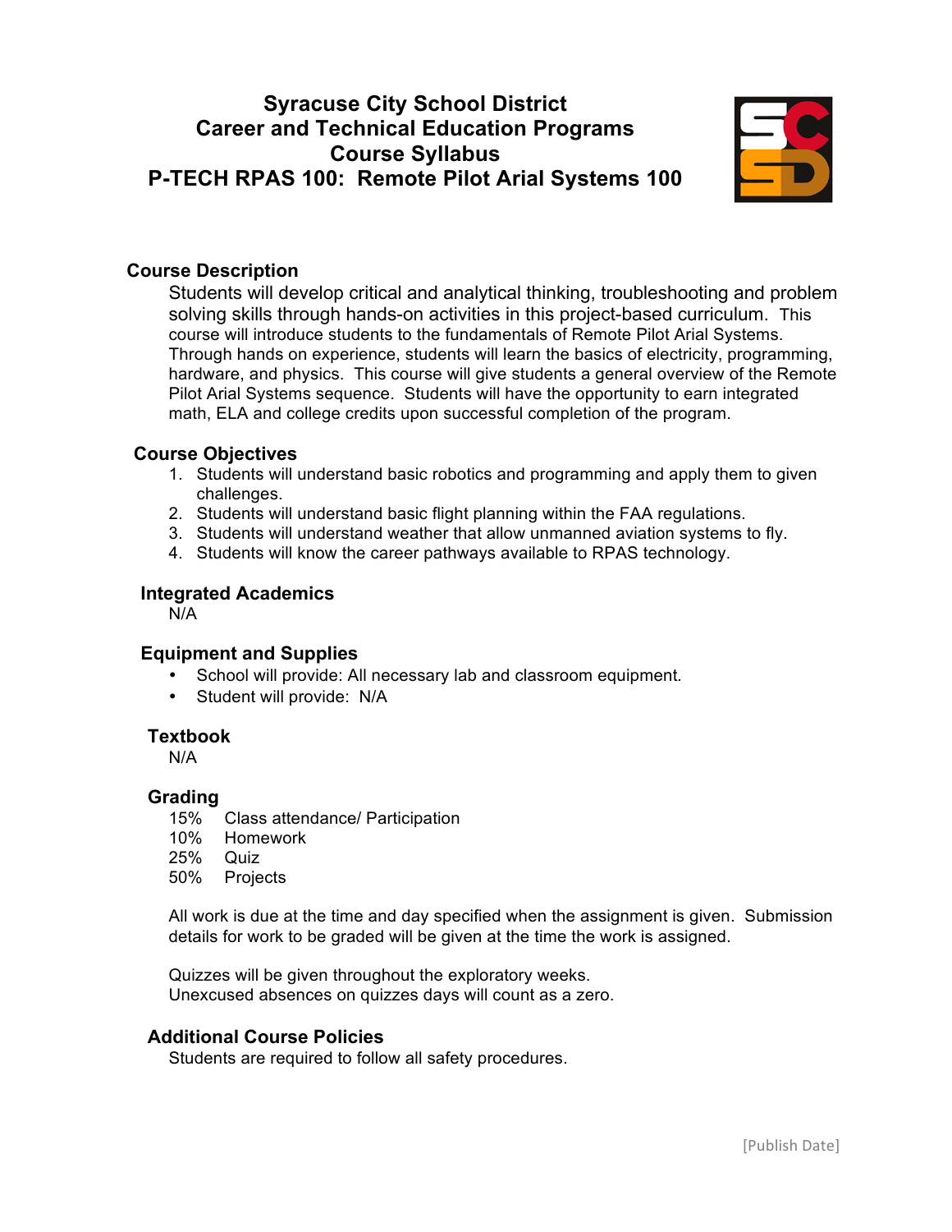# Syracuse City School District
# Career and Technical Education Programs
# Course Syllabus
# P-TECH RPAS 100: Remote Pilot Arial Systems 100

## Course Description

Students will develop critical and analytical thinking, troubleshooting and problem solving skills through hands-on activities in this project-based curriculum. This course will introduce students to the fundamentals of Remote Pilot Arial Systems. Through hands on experience, students will learn the basics of electricity, programming, hardware, and physics. This course will give students a general overview of the Remote Pilot Arial Systems sequence. Students will have the opportunity to earn integrated math, ELA and college credits upon successful completion of the program.

## Course Objectives

1. Students will understand basic robotics and programming and apply them to given challenges.
2. Students will understand basic flight planning within the FAA regulations.
3. Students will understand weather that allow unmanned aviation systems to fly.
4. Students will know the career pathways available to RPAS technology.

## Integrated Academics

N/A

## Equipment and Supplies

- School will provide: All necessary lab and classroom equipment.
- Student will provide: N/A

## Textbook

N/A

## Grading

15% Class attendance/ Participation
10% Homework
25% Quiz
50% Projects

All work is due at the time and day specified when the assignment is given. Submission details for work to be graded will be given at the time the work is assigned.

Quizzes will be given throughout the exploratory weeks.
Unexcused absences on quizzes days will count as a zero.

## Additional Course Policies

Students are required to follow all safety procedures.

[Publish Date]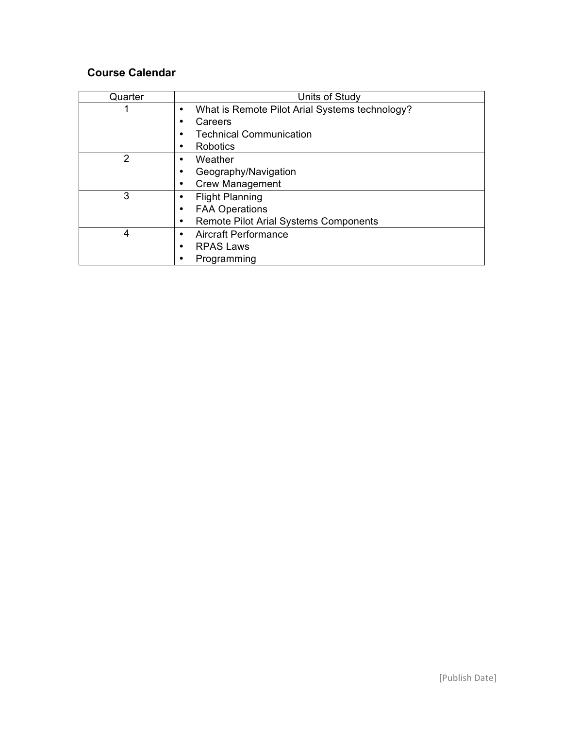## Course Calendar

| Quarter | Units of Study |
| --- | --- |
| 1 | • What is Remote Pilot Arial Systems technology?<br>• Careers<br>• Technical Communication<br>• Robotics |
| 2 | • Weather<br>• Geography/Navigation<br>• Crew Management |
| 3 | • Flight Planning<br>• FAA Operations<br>• Remote Pilot Arial Systems Components |
| 4 | • Aircraft Performance<br>• RPAS Laws<br>• Programming |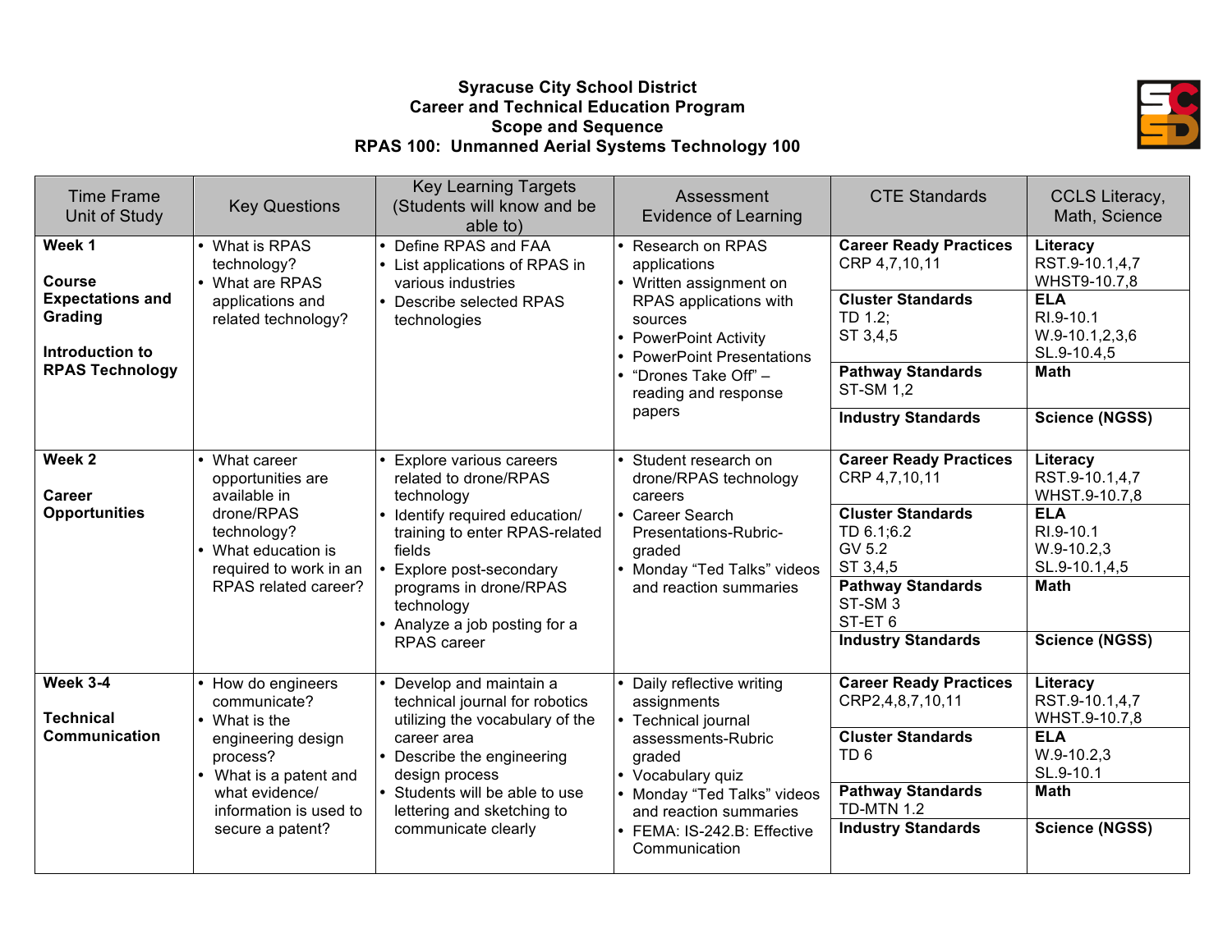**Syracuse City School District**
**Career and Technical Education Program**
**Scope and Sequence**
**RPAS 100: Unmanned Aerial Systems Technology 100**

| Time Frame Unit of Study | Key Questions | Key Learning Targets (Students will know and be able to) | Assessment Evidence of Learning | CTE Standards | CCLS Literacy, Math, Science |
|---|---|---|---|---|---|
| **Week 1**<br><br>**Course Expectations and Grading**<br><br>**Introduction to RPAS Technology** | • What is RPAS technology?<br>• What are RPAS applications and related technology? | • Define RPAS and FAA<br>• List applications of RPAS in various industries<br>• Describe selected RPAS technologies | • Research on RPAS applications<br>• Written assignment on RPAS applications with sources<br>• PowerPoint Activity<br>• PowerPoint Presentations<br>• "Drones Take Off" – reading and response papers | **Career Ready Practices**<br>CRP 4,7,10,11<br>**Cluster Standards**<br>TD 1.2;<br>ST 3,4,5<br>**Pathway Standards**<br>ST-SM 1,2<br>**Industry Standards** | **Literacy**<br>RST.9-10.1,4,7<br>WHST9-10.7,8<br>**ELA**<br>RI.9-10.1<br>W.9-10.1,2,3,6<br>SL.9-10.4,5<br>**Math**<br>**Science (NGSS)** |
| **Week 2**<br><br>**Career Opportunities** | • What career opportunities are available in drone/RPAS technology?<br>• What education is required to work in an RPAS related career? | • Explore various careers related to drone/RPAS technology<br>• Identify required education/ training to enter RPAS-related fields<br>• Explore post-secondary programs in drone/RPAS technology<br>• Analyze a job posting for a RPAS career | • Student research on drone/RPAS technology careers<br>• Career Search Presentations-Rubric-graded<br>• Monday "Ted Talks" videos and reaction summaries | **Career Ready Practices**<br>CRP 4,7,10,11<br>**Cluster Standards**<br>TD 6.1;6.2<br>GV 5.2<br>ST 3,4,5<br>**Pathway Standards**<br>ST-SM 3<br>ST-ET 6<br>**Industry Standards** | **Literacy**<br>RST.9-10.1,4,7<br>WHST.9-10.7,8<br>**ELA**<br>RI.9-10.1<br>W.9-10.2,3<br>SL.9-10.1,4,5<br>**Math**<br>**Science (NGSS)** |
| **Week 3-4**<br><br>**Technical Communication** | • How do engineers communicate?<br>• What is the engineering design process?<br>• What is a patent and what evidence/ information is used to secure a patent? | • Develop and maintain a technical journal for robotics utilizing the vocabulary of the career area<br>• Describe the engineering design process<br>• Students will be able to use lettering and sketching to communicate clearly | • Daily reflective writing assignments<br>• Technical journal assessments-Rubric graded<br>• Vocabulary quiz<br>• Monday "Ted Talks" videos and reaction summaries<br>• FEMA: IS-242.B: Effective Communication | **Career Ready Practices**<br>CRP2,4,8,7,10,11<br>**Cluster Standards**<br>TD 6<br>**Pathway Standards**<br>TD-MTN 1.2<br>**Industry Standards** | **Literacy**<br>RST.9-10.1,4,7<br>WHST.9-10.7,8<br>**ELA**<br>W.9-10.2,3<br>SL.9-10.1<br>**Math**<br>**Science (NGSS)** |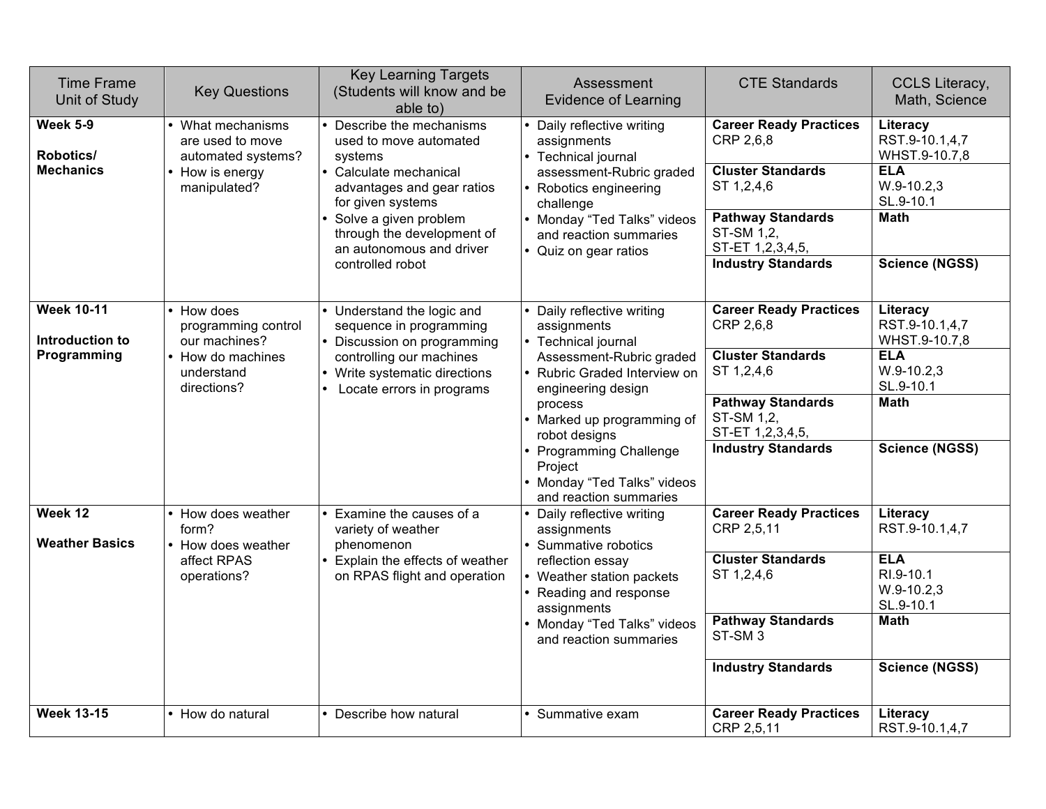| Time Frame Unit of Study | Key Questions | Key Learning Targets (Students will know and be able to) | Assessment Evidence of Learning | CTE Standards | CCLS Literacy, Math, Science |
|---|---|---|---|---|---|
| **Week 5-9**<br><br>**Robotics/ Mechanics** | • What mechanisms are used to move automated systems?<br>• How is energy manipulated? | • Describe the mechanisms used to move automated systems<br>• Calculate mechanical advantages and gear ratios for given systems<br>• Solve a given problem through the development of an autonomous and driver controlled robot | • Daily reflective writing assignments<br>• Technical journal assessment-Rubric graded<br>• Robotics engineering challenge<br>• Monday "Ted Talks" videos and reaction summaries<br>• Quiz on gear ratios | **Career Ready Practices**<br>CRP 2,6,8<br>**Cluster Standards**<br>ST 1,2,4,6<br>**Pathway Standards**<br>ST-SM 1,2,<br>ST-ET 1,2,3,4,5,<br>**Industry Standards** | **Literacy**<br>RST.9-10.1,4,7<br>WHST.9-10.7,8<br>**ELA**<br>W.9-10.2,3<br>SL.9-10.1<br>**Math**<br><br>**Science (NGSS)** |
| **Week 10-11**<br><br>**Introduction to Programming** | • How does programming control our machines?<br>• How do machines understand directions? | • Understand the logic and sequence in programming<br>• Discussion on programming controlling our machines<br>• Write systematic directions<br>• Locate errors in programs | • Daily reflective writing assignments<br>• Technical journal Assessment-Rubric graded<br>• Rubric Graded Interview on engineering design process<br>• Marked up programming of robot designs<br>• Programming Challenge Project<br>• Monday "Ted Talks" videos and reaction summaries | **Career Ready Practices**<br>CRP 2,6,8<br>**Cluster Standards**<br>ST 1,2,4,6<br>**Pathway Standards**<br>ST-SM 1,2,<br>ST-ET 1,2,3,4,5,<br>**Industry Standards** | **Literacy**<br>RST.9-10.1,4,7<br>WHST.9-10.7,8<br>**ELA**<br>W.9-10.2,3<br>SL.9-10.1<br>**Math**<br><br>**Science (NGSS)** |
| **Week 12**<br><br>**Weather Basics** | • How does weather form?<br>• How does weather affect RPAS operations? | • Examine the causes of a variety of weather phenomenon<br>• Explain the effects of weather on RPAS flight and operation | • Daily reflective writing assignments<br>• Summative robotics reflection essay<br>• Weather station packets<br>• Reading and response assignments<br>• Monday "Ted Talks" videos and reaction summaries | **Career Ready Practices**<br>CRP 2,5,11<br>**Cluster Standards**<br>ST 1,2,4,6<br>**Pathway Standards**<br>ST-SM 3<br>**Industry Standards** | **Literacy**<br>RST.9-10.1,4,7<br>**ELA**<br>RI.9-10.1<br>W.9-10.2,3<br>SL.9-10.1<br>**Math**<br><br>**Science (NGSS)** |
| **Week 13-15** | • How do natural | • Describe how natural | • Summative exam | **Career Ready Practices**<br>CRP 2,5,11 | **Literacy**<br>RST.9-10.1,4,7 |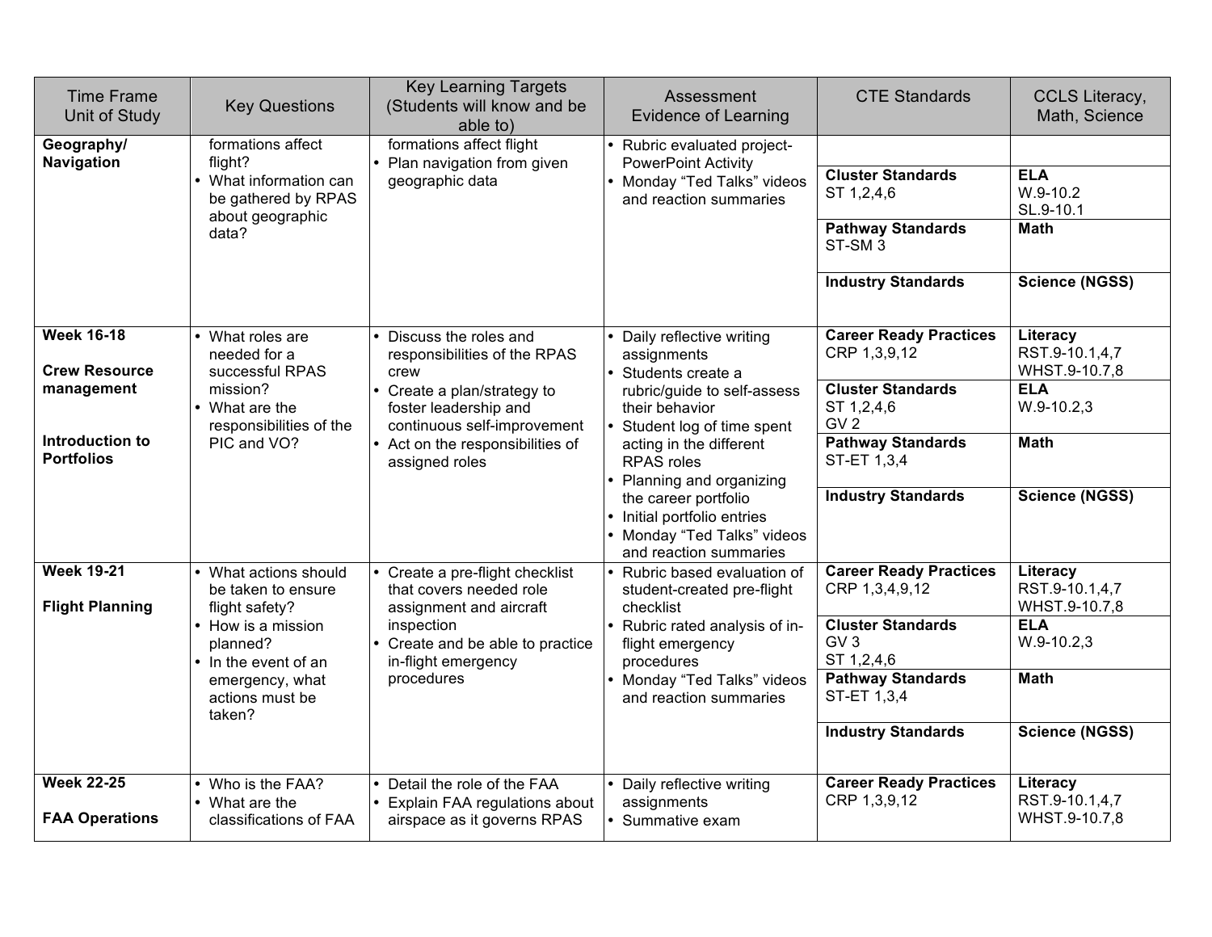| Time Frame Unit of Study | Key Questions | Key Learning Targets (Students will know and be able to) | Assessment Evidence of Learning | CTE Standards | CCLS Literacy, Math, Science |
|---|---|---|---|---|---|
| **Geography/ Navigation** | formations affect flight?<br>• What information can be gathered by RPAS about geographic data? | formations affect flight<br>• Plan navigation from given geographic data | • Rubric evaluated project-PowerPoint Activity<br>• Monday "Ted Talks" videos and reaction summaries | | |
| | | | | **Cluster Standards**<br>ST 1,2,4,6 | **ELA**<br>W.9-10.2<br>SL.9-10.1 |
| | | | | **Pathway Standards**<br>ST-SM 3 | **Math** |
| | | | | **Industry Standards** | **Science (NGSS)** |
| **Week 16-18**<br><br>**Crew Resource management**<br><br>**Introduction to Portfolios** | • What roles are needed for a successful RPAS mission?<br>• What are the responsibilities of the PIC and VO? | • Discuss the roles and responsibilities of the RPAS crew<br>• Create a plan/strategy to foster leadership and continuous self-improvement<br>• Act on the responsibilities of assigned roles | • Daily reflective writing assignments<br>• Students create a rubric/guide to self-assess their behavior<br>• Student log of time spent acting in the different RPAS roles<br>• Planning and organizing the career portfolio<br>• Initial portfolio entries<br>• Monday "Ted Talks" videos and reaction summaries | **Career Ready Practices**<br>CRP 1,3,9,12 | **Literacy**<br>RST.9-10.1,4,7<br>WHST.9-10.7,8 |
| | | | | **Cluster Standards**<br>ST 1,2,4,6<br>GV 2 | **ELA**<br>W.9-10.2,3 |
| | | | | **Pathway Standards**<br>ST-ET 1,3,4 | **Math** |
| | | | | **Industry Standards** | **Science (NGSS)** |
| **Week 19-21**<br><br>**Flight Planning** | • What actions should be taken to ensure flight safety?<br>• How is a mission planned?<br>• In the event of an emergency, what actions must be taken? | • Create a pre-flight checklist that covers needed role assignment and aircraft inspection<br>• Create and be able to practice in-flight emergency procedures | • Rubric based evaluation of student-created pre-flight checklist<br>• Rubric rated analysis of in-flight emergency procedures<br>• Monday "Ted Talks" videos and reaction summaries | **Career Ready Practices**<br>CRP 1,3,4,9,12 | **Literacy**<br>RST.9-10.1,4,7<br>WHST.9-10.7,8 |
| | | | | **Cluster Standards**<br>GV 3<br>ST 1,2,4,6 | **ELA**<br>W.9-10.2,3 |
| | | | | **Pathway Standards**<br>ST-ET 1,3,4 | **Math** |
| | | | | **Industry Standards** | **Science (NGSS)** |
| **Week 22-25**<br><br>**FAA Operations** | • Who is the FAA?<br>• What are the classifications of FAA | • Detail the role of the FAA<br>• Explain FAA regulations about airspace as it governs RPAS | • Daily reflective writing assignments<br>• Summative exam | **Career Ready Practices**<br>CRP 1,3,9,12 | **Literacy**<br>RST.9-10.1,4,7<br>WHST.9-10.7,8 |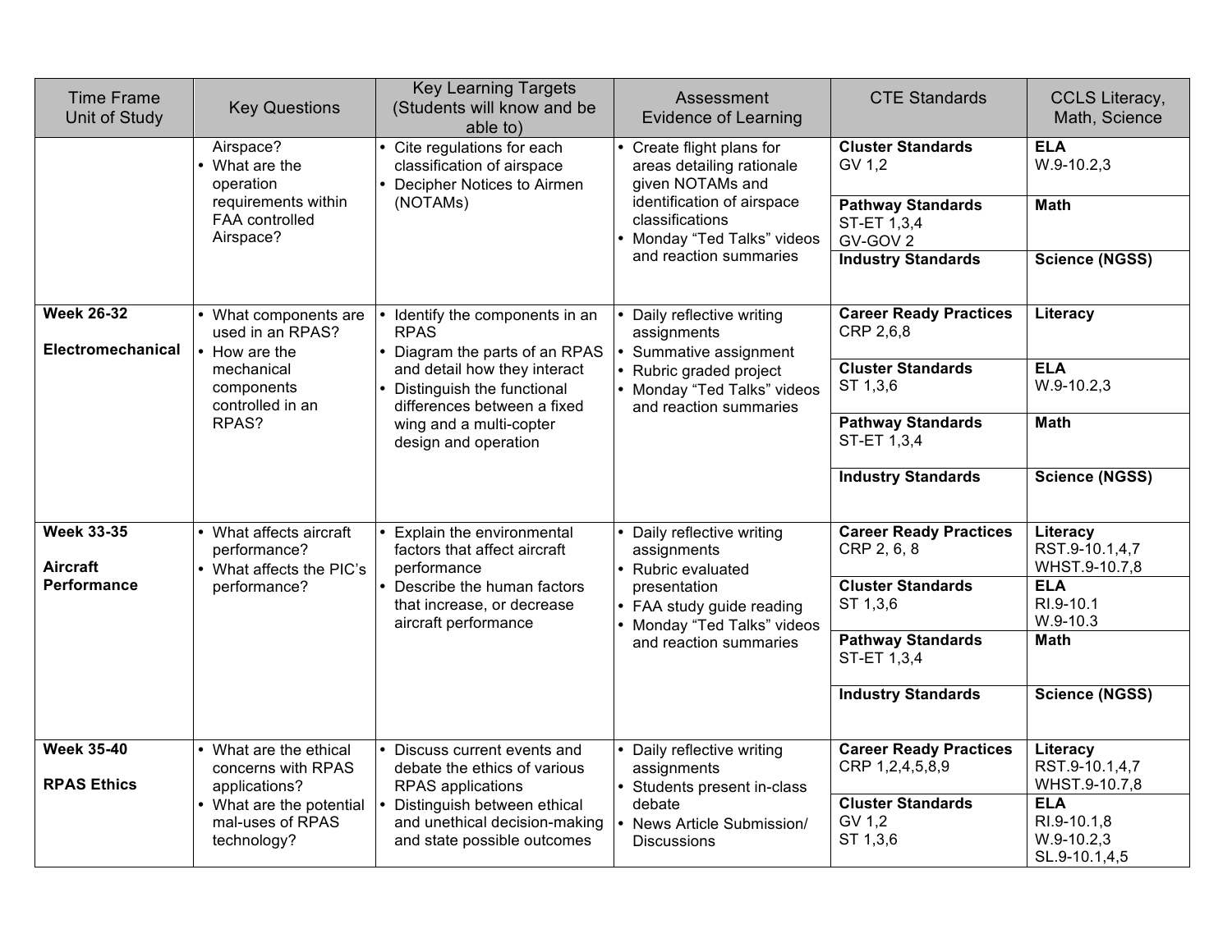| Time Frame Unit of Study | Key Questions | Key Learning Targets (Students will know and be able to) | Assessment Evidence of Learning | CTE Standards | CCLS Literacy, Math, Science |
|---|---|---|---|---|---|
| | Airspace?<br>• What are the operation requirements within FAA controlled Airspace? | • Cite regulations for each classification of airspace<br>• Decipher Notices to Airmen (NOTAMs) | • Create flight plans for areas detailing rationale given NOTAMs and identification of airspace classifications<br>• Monday "Ted Talks" videos and reaction summaries | **Cluster Standards**<br>GV 1,2 | **ELA**<br>W.9-10.2,3 |
| | | | | **Pathway Standards**<br>ST-ET 1,3,4<br>GV-GOV 2 | **Math** |
| | | | | **Industry Standards** | **Science (NGSS)** |
| **Week 26-32**<br><br>**Electromechanical** | • What components are used in an RPAS?<br>• How are the mechanical components controlled in an RPAS? | • Identify the components in an RPAS<br>• Diagram the parts of an RPAS and detail how they interact<br>• Distinguish the functional differences between a fixed wing and a multi-copter design and operation | • Daily reflective writing assignments<br>• Summative assignment<br>• Rubric graded project<br>• Monday "Ted Talks" videos and reaction summaries | **Career Ready Practices**<br>CRP 2,6,8 | **Literacy** |
| | | | | **Cluster Standards**<br>ST 1,3,6 | **ELA**<br>W.9-10.2,3 |
| | | | | **Pathway Standards**<br>ST-ET 1,3,4 | **Math** |
| | | | | **Industry Standards** | **Science (NGSS)** |
| **Week 33-35**<br><br>**Aircraft Performance** | • What affects aircraft performance?<br>• What affects the PIC's performance? | • Explain the environmental factors that affect aircraft performance<br>• Describe the human factors that increase, or decrease aircraft performance | • Daily reflective writing assignments<br>• Rubric evaluated presentation<br>• FAA study guide reading<br>• Monday "Ted Talks" videos and reaction summaries | **Career Ready Practices**<br>CRP 2, 6, 8 | **Literacy**<br>RST.9-10.1,4,7<br>WHST.9-10.7,8 |
| | | | | **Cluster Standards**<br>ST 1,3,6 | **ELA**<br>RI.9-10.1<br>W.9-10.3 |
| | | | | **Pathway Standards**<br>ST-ET 1,3,4 | **Math** |
| | | | | **Industry Standards** | **Science (NGSS)** |
| **Week 35-40**<br><br>**RPAS Ethics** | • What are the ethical concerns with RPAS applications?<br>• What are the potential mal-uses of RPAS technology? | • Discuss current events and debate the ethics of various RPAS applications<br>• Distinguish between ethical and unethical decision-making and state possible outcomes | • Daily reflective writing assignments<br>• Students present in-class debate<br>• News Article Submission/ Discussions | **Career Ready Practices**<br>CRP 1,2,4,5,8,9 | **Literacy**<br>RST.9-10.1,4,7<br>WHST.9-10.7,8 |
| | | | | **Cluster Standards**<br>GV 1,2<br>ST 1,3,6 | **ELA**<br>RI.9-10.1,8<br>W.9-10.2,3<br>SL.9-10.1,4,5 |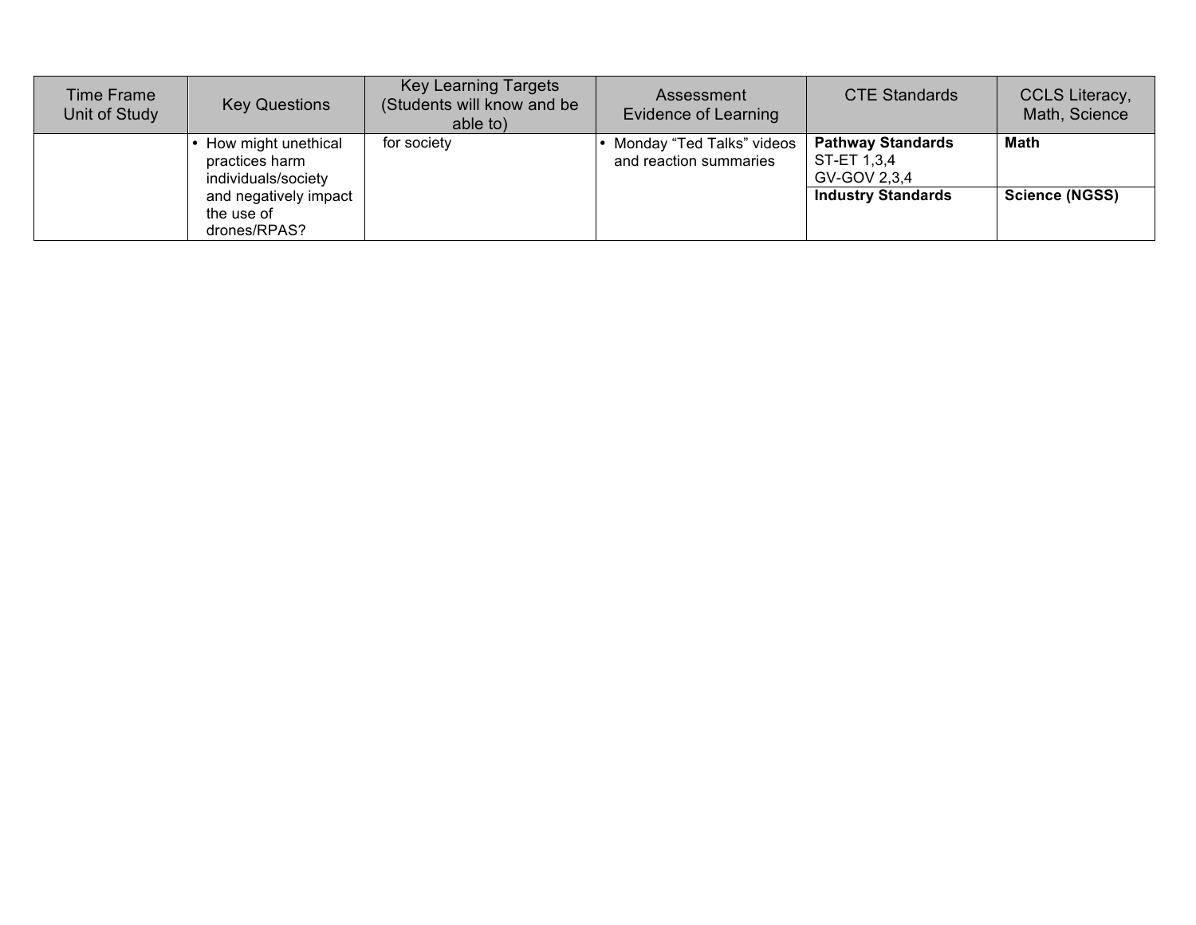| Time Frame Unit of Study | Key Questions | Key Learning Targets (Students will know and be able to) | Assessment Evidence of Learning | CTE Standards | CCLS Literacy, Math, Science |
|---|---|---|---|---|---|
| | • How might unethical practices harm individuals/society and negatively impact the use of drones/RPAS? | for society | • Monday "Ted Talks" videos and reaction summaries | **Pathway Standards**<br>ST-ET 1,3,4<br>GV-GOV 2,3,4 | **Math** |
| | | | | **Industry Standards** | **Science (NGSS)** |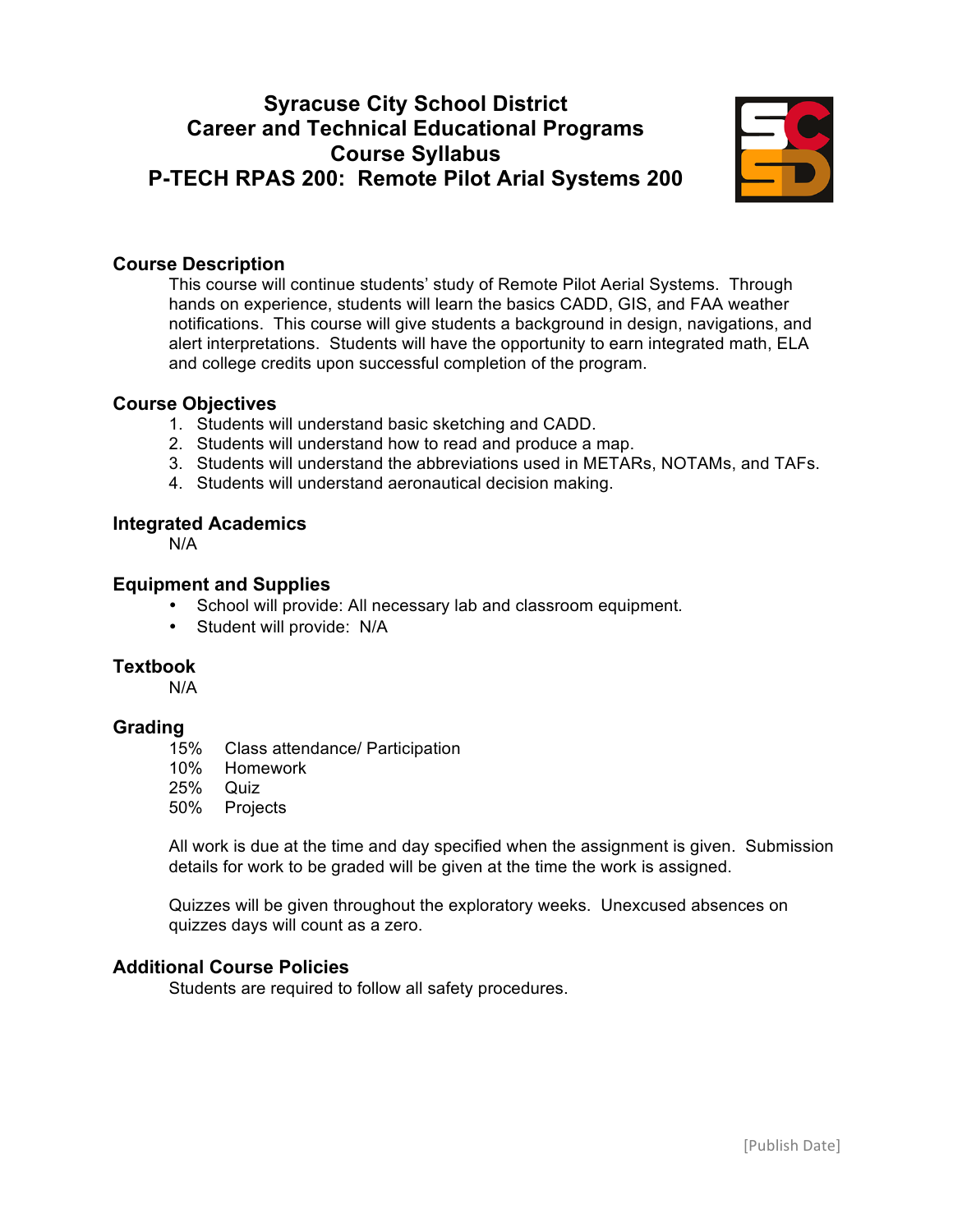# Syracuse City School District
# Career and Technical Educational Programs
# Course Syllabus
# P-TECH RPAS 200: Remote Pilot Arial Systems 200

## Course Description

This course will continue students' study of Remote Pilot Aerial Systems. Through hands on experience, students will learn the basics CADD, GIS, and FAA weather notifications. This course will give students a background in design, navigations, and alert interpretations. Students will have the opportunity to earn integrated math, ELA and college credits upon successful completion of the program.

## Course Objectives

1. Students will understand basic sketching and CADD.
2. Students will understand how to read and produce a map.
3. Students will understand the abbreviations used in METARs, NOTAMs, and TAFs.
4. Students will understand aeronautical decision making.

## Integrated Academics

N/A

## Equipment and Supplies

- School will provide: All necessary lab and classroom equipment.
- Student will provide: N/A

## Textbook

N/A

## Grading

15% Class attendance/ Participation
10% Homework
25% Quiz
50% Projects

All work is due at the time and day specified when the assignment is given. Submission details for work to be graded will be given at the time the work is assigned.

Quizzes will be given throughout the exploratory weeks. Unexcused absences on quizzes days will count as a zero.

## Additional Course Policies

Students are required to follow all safety procedures.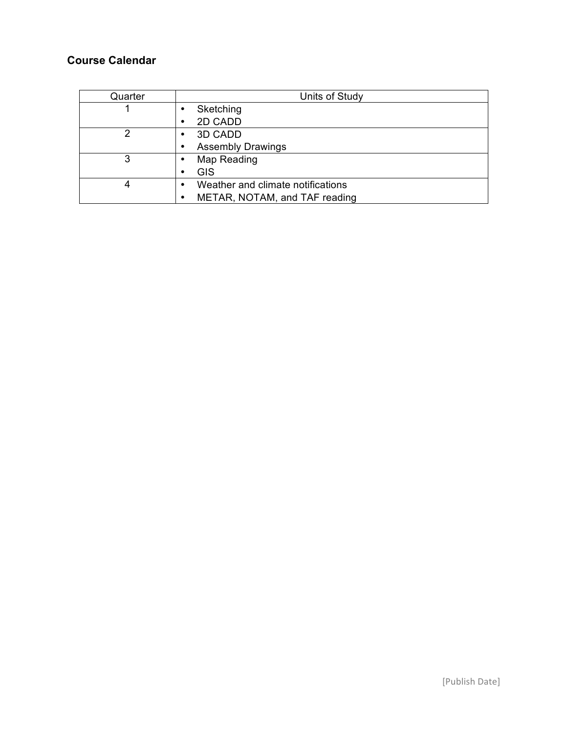**Course Calendar**

| Quarter | Units of Study |
| --- | --- |
| 1 | • Sketching<br>• 2D CADD |
| 2 | • 3D CADD<br>• Assembly Drawings |
| 3 | • Map Reading<br>• GIS |
| 4 | • Weather and climate notifications<br>• METAR, NOTAM, and TAF reading |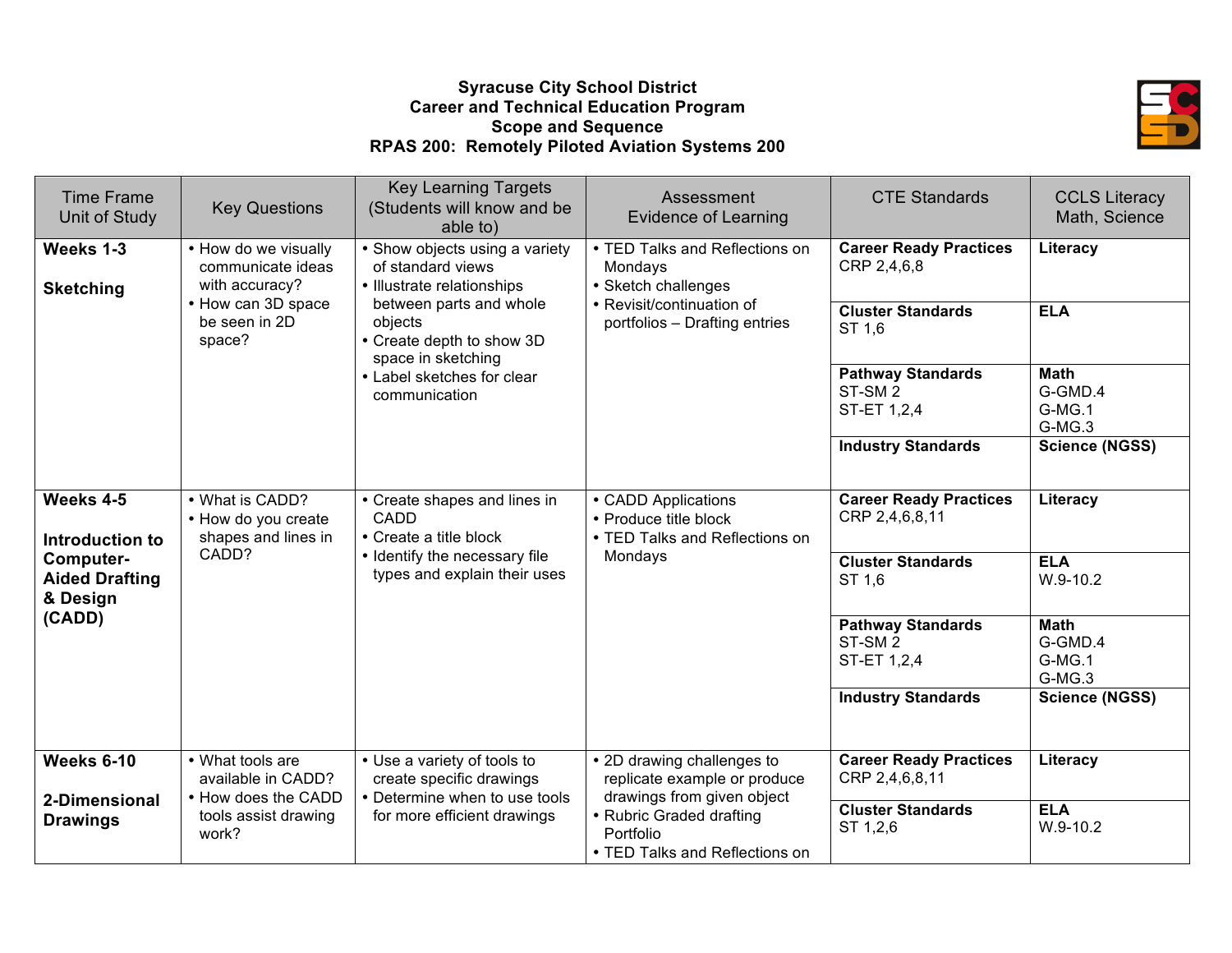**Syracuse City School District**
**Career and Technical Education Program**
**Scope and Sequence**
**RPAS 200: Remotely Piloted Aviation Systems 200**

| Time Frame Unit of Study | Key Questions | Key Learning Targets (Students will know and be able to) | Assessment Evidence of Learning | CTE Standards | CCLS Literacy Math, Science |
|---|---|---|---|---|---|
| **Weeks 1-3**<br><br>**Sketching** | • How do we visually communicate ideas with accuracy?<br>• How can 3D space be seen in 2D space? | • Show objects using a variety of standard views<br>• Illustrate relationships between parts and whole objects<br>• Create depth to show 3D space in sketching<br>• Label sketches for clear communication | • TED Talks and Reflections on Mondays<br>• Sketch challenges<br>• Revisit/continuation of portfolios – Drafting entries | **Career Ready Practices**<br>CRP 2,4,6,8 | **Literacy** |
| | | | | **Cluster Standards**<br>ST 1,6 | **ELA** |
| | | | | **Pathway Standards**<br>ST-SM 2<br>ST-ET 1,2,4 | **Math**<br>G-GMD.4<br>G-MG.1<br>G-MG.3 |
| | | | | **Industry Standards** | **Science (NGSS)** |
| **Weeks 4-5**<br><br>**Introduction to Computer-Aided Drafting & Design (CADD)** | • What is CADD?<br>• How do you create shapes and lines in CADD? | • Create shapes and lines in CADD<br>• Create a title block<br>• Identify the necessary file types and explain their uses | • CADD Applications<br>• Produce title block<br>• TED Talks and Reflections on Mondays | **Career Ready Practices**<br>CRP 2,4,6,8,11 | **Literacy** |
| | | | | **Cluster Standards**<br>ST 1,6 | **ELA**<br>W.9-10.2 |
| | | | | **Pathway Standards**<br>ST-SM 2<br>ST-ET 1,2,4 | **Math**<br>G-GMD.4<br>G-MG.1<br>G-MG.3 |
| | | | | **Industry Standards** | **Science (NGSS)** |
| **Weeks 6-10**<br><br>**2-Dimensional Drawings** | • What tools are available in CADD?<br>• How does the CADD tools assist drawing work? | • Use a variety of tools to create specific drawings<br>• Determine when to use tools for more efficient drawings | • 2D drawing challenges to replicate example or produce drawings from given object<br>• Rubric Graded drafting Portfolio<br>• TED Talks and Reflections on | **Career Ready Practices**<br>CRP 2,4,6,8,11 | **Literacy** |
| | | | | **Cluster Standards**<br>ST 1,2,6 | **ELA**<br>W.9-10.2 |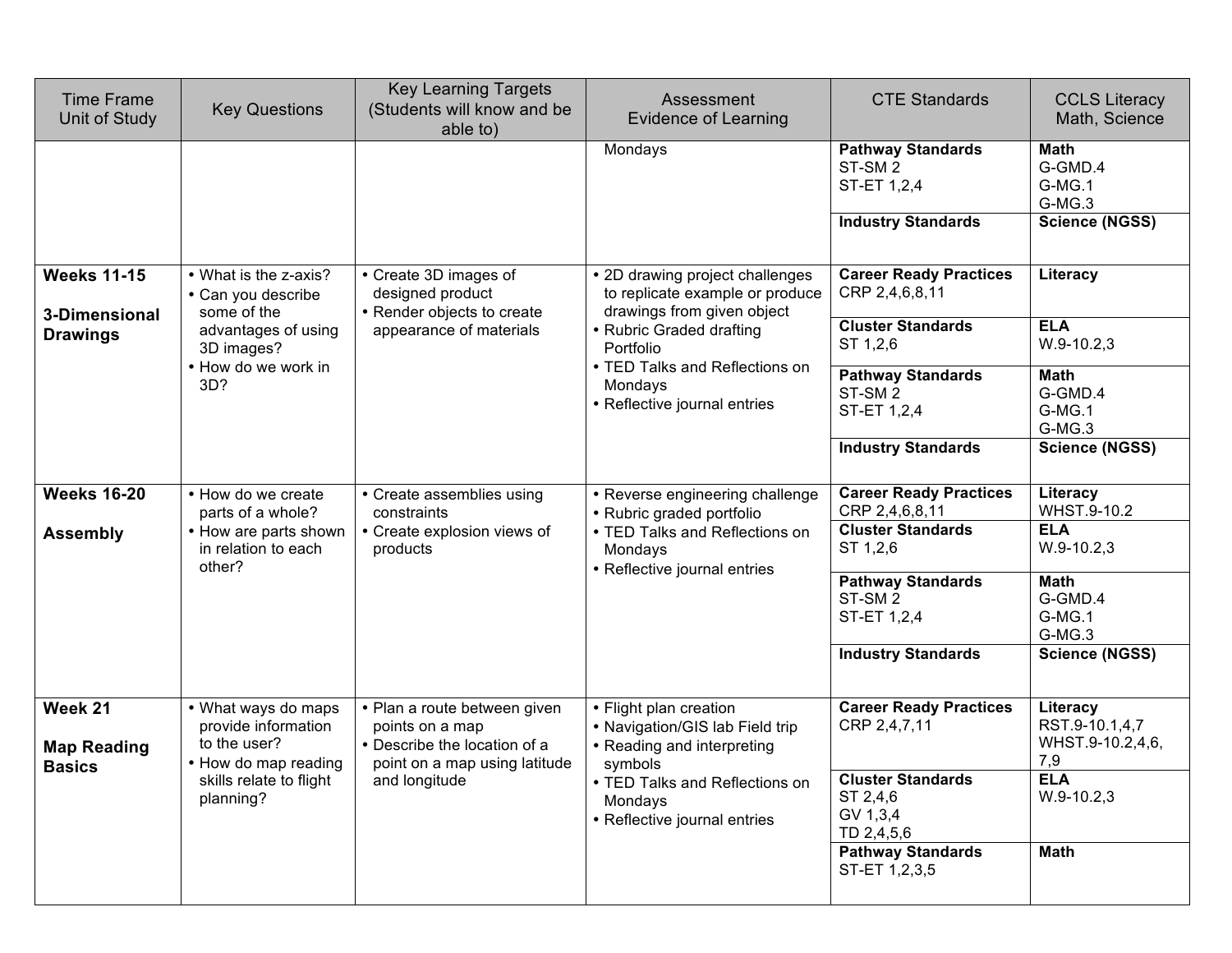| Time Frame Unit of Study | Key Questions | Key Learning Targets (Students will know and be able to) | Assessment Evidence of Learning | CTE Standards | CCLS Literacy Math, Science |
|---|---|---|---|---|---|
| | | | Mondays | **Pathway Standards** ST-SM 2 ST-ET 1,2,4 | **Math** G-GMD.4 G-MG.1 G-MG.3 |
| | | | | **Industry Standards** | **Science (NGSS)** |
| **Weeks 11-15** **3-Dimensional Drawings** | • What is the z-axis? • Can you describe some of the advantages of using 3D images? • How do we work in 3D? | • Create 3D images of designed product • Render objects to create appearance of materials | • 2D drawing project challenges to replicate example or produce drawings from given object • Rubric Graded drafting Portfolio • TED Talks and Reflections on Mondays • Reflective journal entries | **Career Ready Practices** CRP 2,4,6,8,11 | **Literacy** |
| | | | | **Cluster Standards** ST 1,2,6 | **ELA** W.9-10.2,3 |
| | | | | **Pathway Standards** ST-SM 2 ST-ET 1,2,4 | **Math** G-GMD.4 G-MG.1 G-MG.3 |
| | | | | **Industry Standards** | **Science (NGSS)** |
| **Weeks 16-20** **Assembly** | • How do we create parts of a whole? • How are parts shown in relation to each other? | • Create assemblies using constraints • Create explosion views of products | • Reverse engineering challenge • Rubric graded portfolio • TED Talks and Reflections on Mondays • Reflective journal entries | **Career Ready Practices** CRP 2,4,6,8,11 | **Literacy** WHST.9-10.2 |
| | | | | **Cluster Standards** ST 1,2,6 | **ELA** W.9-10.2,3 |
| | | | | **Pathway Standards** ST-SM 2 ST-ET 1,2,4 | **Math** G-GMD.4 G-MG.1 G-MG.3 |
| | | | | **Industry Standards** | **Science (NGSS)** |
| **Week 21** **Map Reading Basics** | • What ways do maps provide information to the user? • How do map reading skills relate to flight planning? | • Plan a route between given points on a map • Describe the location of a point on a map using latitude and longitude | • Flight plan creation • Navigation/GIS lab Field trip • Reading and interpreting symbols • TED Talks and Reflections on Mondays • Reflective journal entries | **Career Ready Practices** CRP 2,4,7,11 | **Literacy** RST.9-10.1,4,7 WHST.9-10.2,4,6, 7,9 |
| | | | | **Cluster Standards** ST 2,4,6 GV 1,3,4 TD 2,4,5,6 | **ELA** W.9-10.2,3 |
| | | | | **Pathway Standards** ST-ET 1,2,3,5 | **Math** |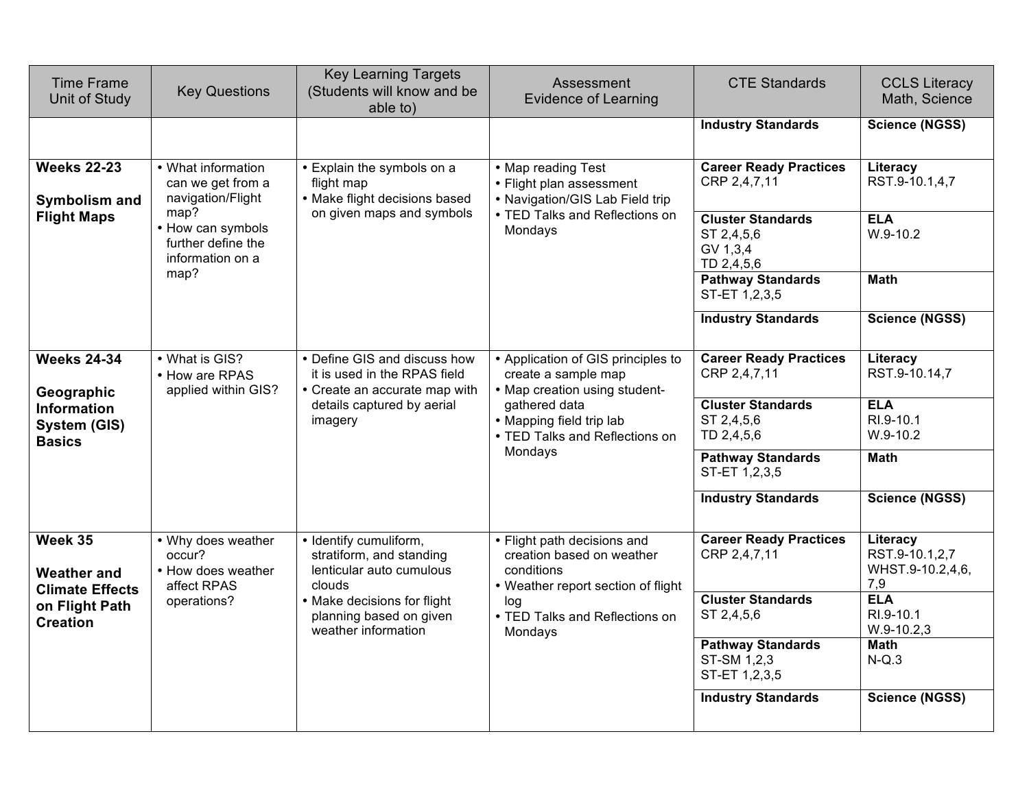| Time Frame Unit of Study | Key Questions | Key Learning Targets (Students will know and be able to) | Assessment Evidence of Learning | CTE Standards | CCLS Literacy Math, Science |
|---|---|---|---|---|---|
| | | | | **Industry Standards** | **Science (NGSS)** |
| **Weeks 22-23**<br><br>**Symbolism and Flight Maps** | • What information can we get from a navigation/Flight map?<br>• How can symbols further define the information on a map? | • Explain the symbols on a flight map<br>• Make flight decisions based on given maps and symbols | • Map reading Test<br>• Flight plan assessment<br>• Navigation/GIS Lab Field trip<br>• TED Talks and Reflections on Mondays | **Career Ready Practices**<br>CRP 2,4,7,11 | **Literacy**<br>RST.9-10.1,4,7 |
| | | | | **Cluster Standards**<br>ST 2,4,5,6<br>GV 1,3,4<br>TD 2,4,5,6 | **ELA**<br>W.9-10.2 |
| | | | | **Pathway Standards**<br>ST-ET 1,2,3,5 | **Math** |
| | | | | **Industry Standards** | **Science (NGSS)** |
| **Weeks 24-34**<br><br>**Geographic Information System (GIS) Basics** | • What is GIS?<br>• How are RPAS applied within GIS? | • Define GIS and discuss how it is used in the RPAS field<br>• Create an accurate map with details captured by aerial imagery | • Application of GIS principles to create a sample map<br>• Map creation using student-gathered data<br>• Mapping field trip lab<br>• TED Talks and Reflections on Mondays | **Career Ready Practices**<br>CRP 2,4,7,11 | **Literacy**<br>RST.9-10.14,7 |
| | | | | **Cluster Standards**<br>ST 2,4,5,6<br>TD 2,4,5,6 | **ELA**<br>RI.9-10.1<br>W.9-10.2 |
| | | | | **Pathway Standards**<br>ST-ET 1,2,3,5 | **Math** |
| | | | | **Industry Standards** | **Science (NGSS)** |
| **Week 35**<br><br>**Weather and Climate Effects on Flight Path Creation** | • Why does weather occur?<br>• How does weather affect RPAS operations? | • Identify cumuliform, stratiform, and standing lenticular auto cumulous clouds<br>• Make decisions for flight planning based on given weather information | • Flight path decisions and creation based on weather conditions<br>• Weather report section of flight log<br>• TED Talks and Reflections on Mondays | **Career Ready Practices**<br>CRP 2,4,7,11 | **Literacy**<br>RST.9-10.1,2,7<br>WHST.9-10.2,4,6,7,9 |
| | | | | **Cluster Standards**<br>ST 2,4,5,6 | **ELA**<br>RI.9-10.1<br>W.9-10.2,3 |
| | | | | **Pathway Standards**<br>ST-SM 1,2,3<br>ST-ET 1,2,3,5 | **Math**<br>N-Q.3 |
| | | | | **Industry Standards** | **Science (NGSS)** |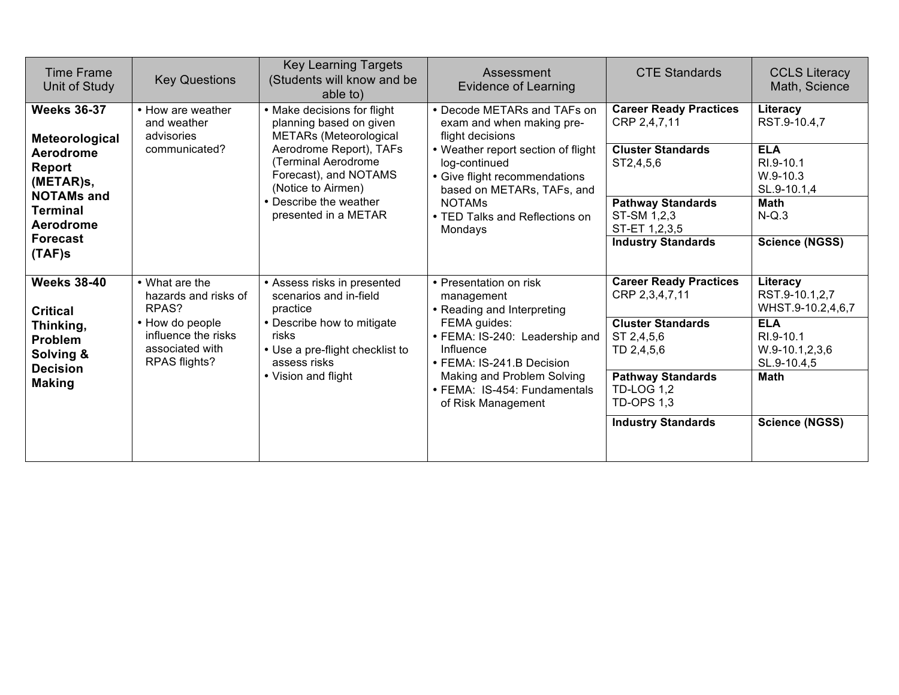| Time Frame Unit of Study | Key Questions | Key Learning Targets (Students will know and be able to) | Assessment Evidence of Learning | CTE Standards | CCLS Literacy Math, Science |
|---|---|---|---|---|---|
| **Weeks 36-37**<br><br>**Meteorological Aerodrome Report (METAR)s, NOTAMs and Terminal Aerodrome Forecast (TAF)s** | • How are weather and weather advisories communicated? | • Make decisions for flight planning based on given METARs (Meteorological Aerodrome Report), TAFs (Terminal Aerodrome Forecast), and NOTAMS (Notice to Airmen)<br>• Describe the weather presented in a METAR | • Decode METARs and TAFs on exam and when making pre-flight decisions<br>• Weather report section of flight log-continued<br>• Give flight recommendations based on METARs, TAFs, and NOTAMs<br>• TED Talks and Reflections on Mondays | **Career Ready Practices**<br>CRP 2,4,7,11<br><br>**Cluster Standards**<br>ST2,4,5,6<br><br>**Pathway Standards**<br>ST-SM 1,2,3<br>ST-ET 1,2,3,5<br><br>**Industry Standards** | **Literacy**<br>RST.9-10.4,7<br><br>**ELA**<br>RI.9-10.1<br>W.9-10.3<br>SL.9-10.1,4<br><br>**Math**<br>N-Q.3<br><br>**Science (NGSS)** |
| **Weeks 38-40**<br><br>**Critical Thinking, Problem Solving & Decision Making** | • What are the hazards and risks of RPAS?<br>• How do people influence the risks associated with RPAS flights? | • Assess risks in presented scenarios and in-field practice<br>• Describe how to mitigate risks<br>• Use a pre-flight checklist to assess risks<br>• Vision and flight | • Presentation on risk management<br>• Reading and Interpreting FEMA guides:<br>• FEMA: IS-240: Leadership and Influence<br>• FEMA: IS-241.B Decision Making and Problem Solving<br>• FEMA: IS-454: Fundamentals of Risk Management | **Career Ready Practices**<br>CRP 2,3,4,7,11<br><br>**Cluster Standards**<br>ST 2,4,5,6<br>TD 2,4,5,6<br><br>**Pathway Standards**<br>TD-LOG 1,2<br>TD-OPS 1,3<br><br>**Industry Standards** | **Literacy**<br>RST.9-10.1,2,7<br>WHST.9-10.2,4,6,7<br><br>**ELA**<br>RI.9-10.1<br>W.9-10.1,2,3,6<br>SL.9-10.4,5<br><br>**Math**<br><br>**Science (NGSS)** |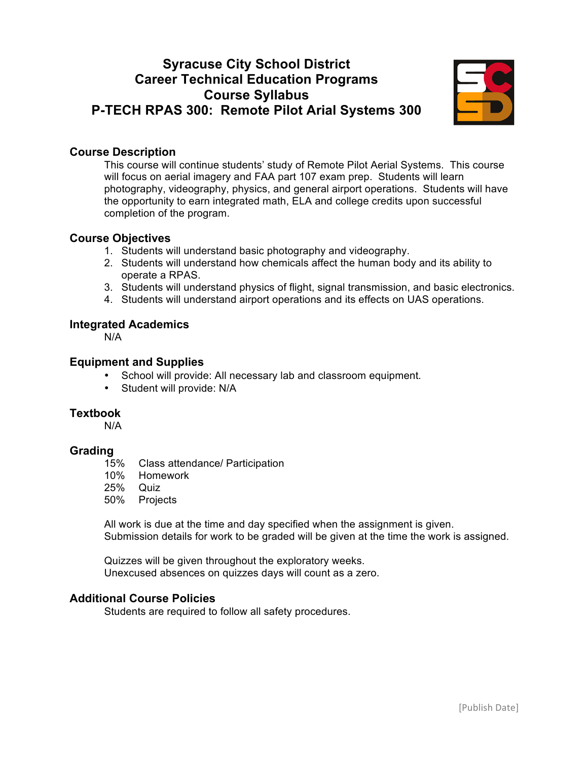# Syracuse City School District
# Career Technical Education Programs
# Course Syllabus
# P-TECH RPAS 300: Remote Pilot Arial Systems 300

## Course Description

This course will continue students' study of Remote Pilot Aerial Systems. This course will focus on aerial imagery and FAA part 107 exam prep. Students will learn photography, videography, physics, and general airport operations. Students will have the opportunity to earn integrated math, ELA and college credits upon successful completion of the program.

## Course Objectives

1. Students will understand basic photography and videography.
2. Students will understand how chemicals affect the human body and its ability to operate a RPAS.
3. Students will understand physics of flight, signal transmission, and basic electronics.
4. Students will understand airport operations and its effects on UAS operations.

## Integrated Academics

N/A

## Equipment and Supplies

- School will provide: All necessary lab and classroom equipment.
- Student will provide: N/A

## Textbook

N/A

## Grading

15% Class attendance/ Participation
10% Homework
25% Quiz
50% Projects

All work is due at the time and day specified when the assignment is given.
Submission details for work to be graded will be given at the time the work is assigned.

Quizzes will be given throughout the exploratory weeks.
Unexcused absences on quizzes days will count as a zero.

## Additional Course Policies

Students are required to follow all safety procedures.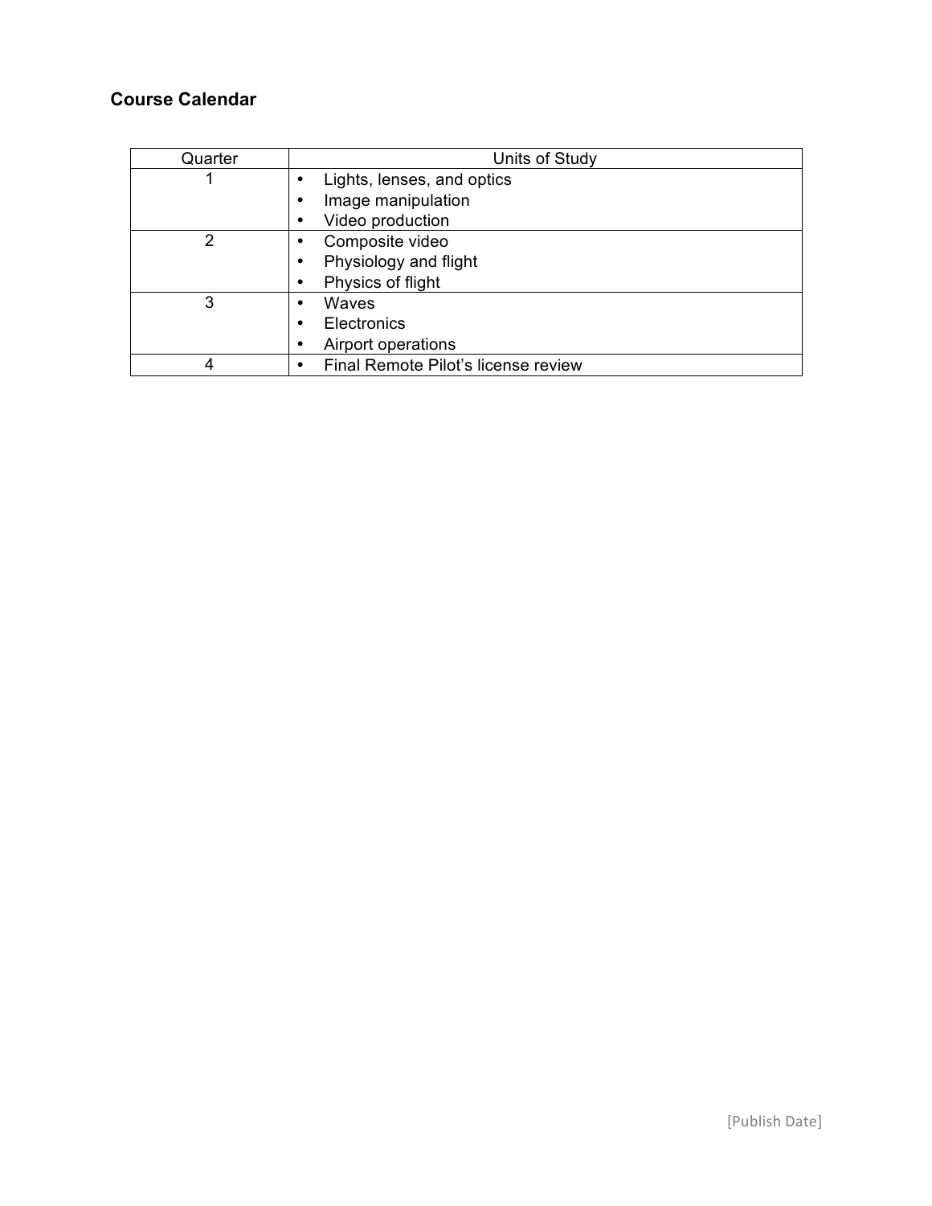## Course Calendar

| Quarter | Units of Study |
|---|---|
| 1 | • Lights, lenses, and optics<br>• Image manipulation<br>• Video production |
| 2 | • Composite video<br>• Physiology and flight<br>• Physics of flight |
| 3 | • Waves<br>• Electronics<br>• Airport operations |
| 4 | • Final Remote Pilot's license review |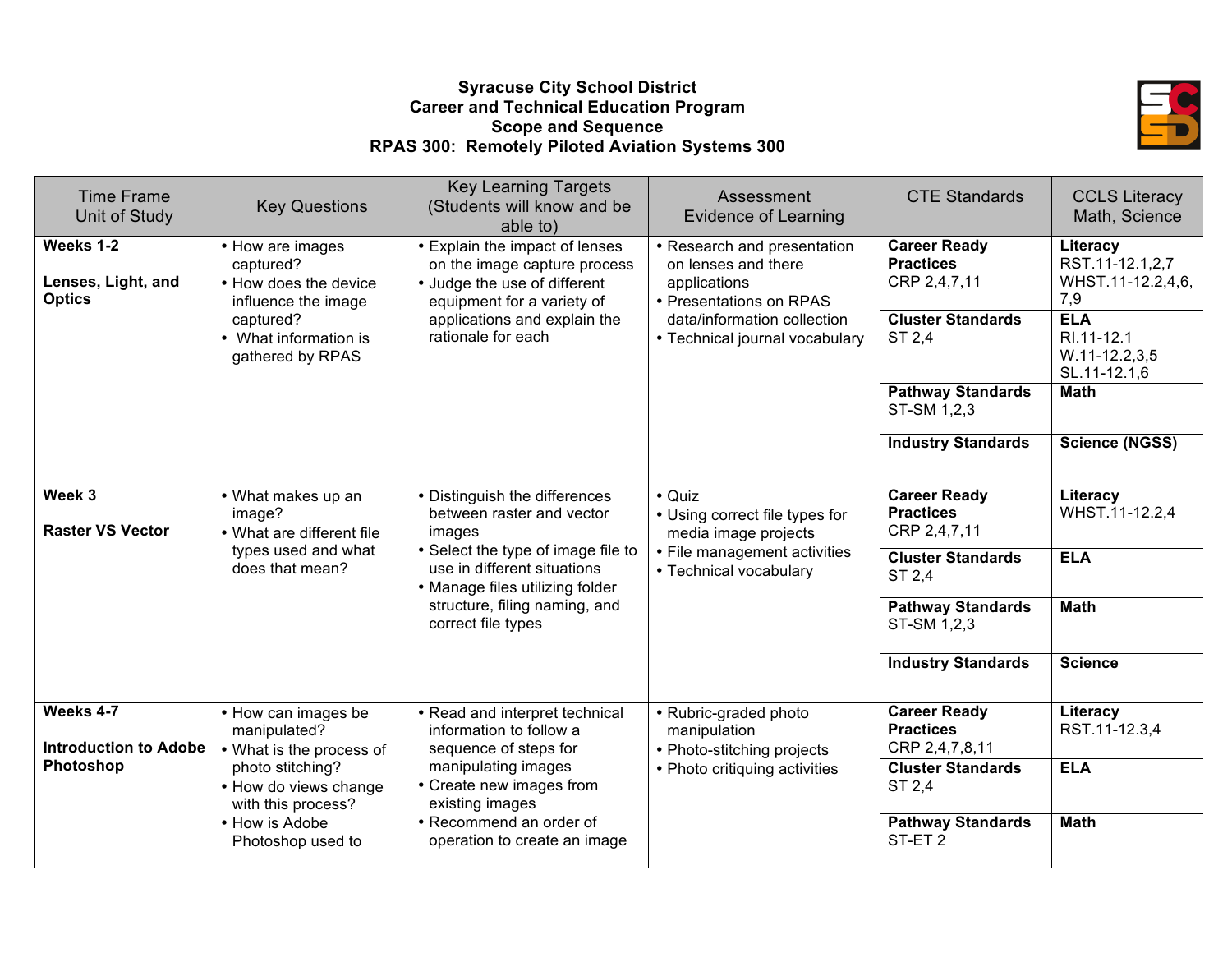**Syracuse City School District**
**Career and Technical Education Program**
**Scope and Sequence**
**RPAS 300: Remotely Piloted Aviation Systems 300**

| Time Frame Unit of Study | Key Questions | Key Learning Targets (Students will know and be able to) | Assessment Evidence of Learning | CTE Standards | CCLS Literacy Math, Science |
|---|---|---|---|---|---|
| **Weeks 1-2** **Lenses, Light, and Optics** | • How are images captured? • How does the device influence the image captured? • What information is gathered by RPAS | • Explain the impact of lenses on the image capture process • Judge the use of different equipment for a variety of applications and explain the rationale for each | • Research and presentation on lenses and there applications • Presentations on RPAS data/information collection • Technical journal vocabulary | **Career Ready Practices** CRP 2,4,7,11 | **Literacy** RST.11-12.1,2,7 WHST.11-12.2,4,6,7,9 |
| | | | | **Cluster Standards** ST 2,4 | **ELA** RI.11-12.1 W.11-12.2,3,5 SL.11-12.1,6 |
| | | | | **Pathway Standards** ST-SM 1,2,3 | **Math** |
| | | | | **Industry Standards** | **Science (NGSS)** |
| **Week 3** **Raster VS Vector** | • What makes up an image? • What are different file types used and what does that mean? | • Distinguish the differences between raster and vector images • Select the type of image file to use in different situations • Manage files utilizing folder structure, filing naming, and correct file types | • Quiz • Using correct file types for media image projects • File management activities • Technical vocabulary | **Career Ready Practices** CRP 2,4,7,11 | **Literacy** WHST.11-12.2,4 |
| | | | | **Cluster Standards** ST 2,4 | **ELA** |
| | | | | **Pathway Standards** ST-SM 1,2,3 | **Math** |
| | | | | **Industry Standards** | **Science** |
| **Weeks 4-7** **Introduction to Adobe Photoshop** | • How can images be manipulated? • What is the process of photo stitching? • How do views change with this process? • How is Adobe Photoshop used to | • Read and interpret technical information to follow a sequence of steps for manipulating images • Create new images from existing images • Recommend an order of operation to create an image | • Rubric-graded photo manipulation • Photo-stitching projects • Photo critiquing activities | **Career Ready Practices** CRP 2,4,7,8,11 | **Literacy** RST.11-12.3,4 |
| | | | | **Cluster Standards** ST 2,4 | **ELA** |
| | | | | **Pathway Standards** ST-ET 2 | **Math** |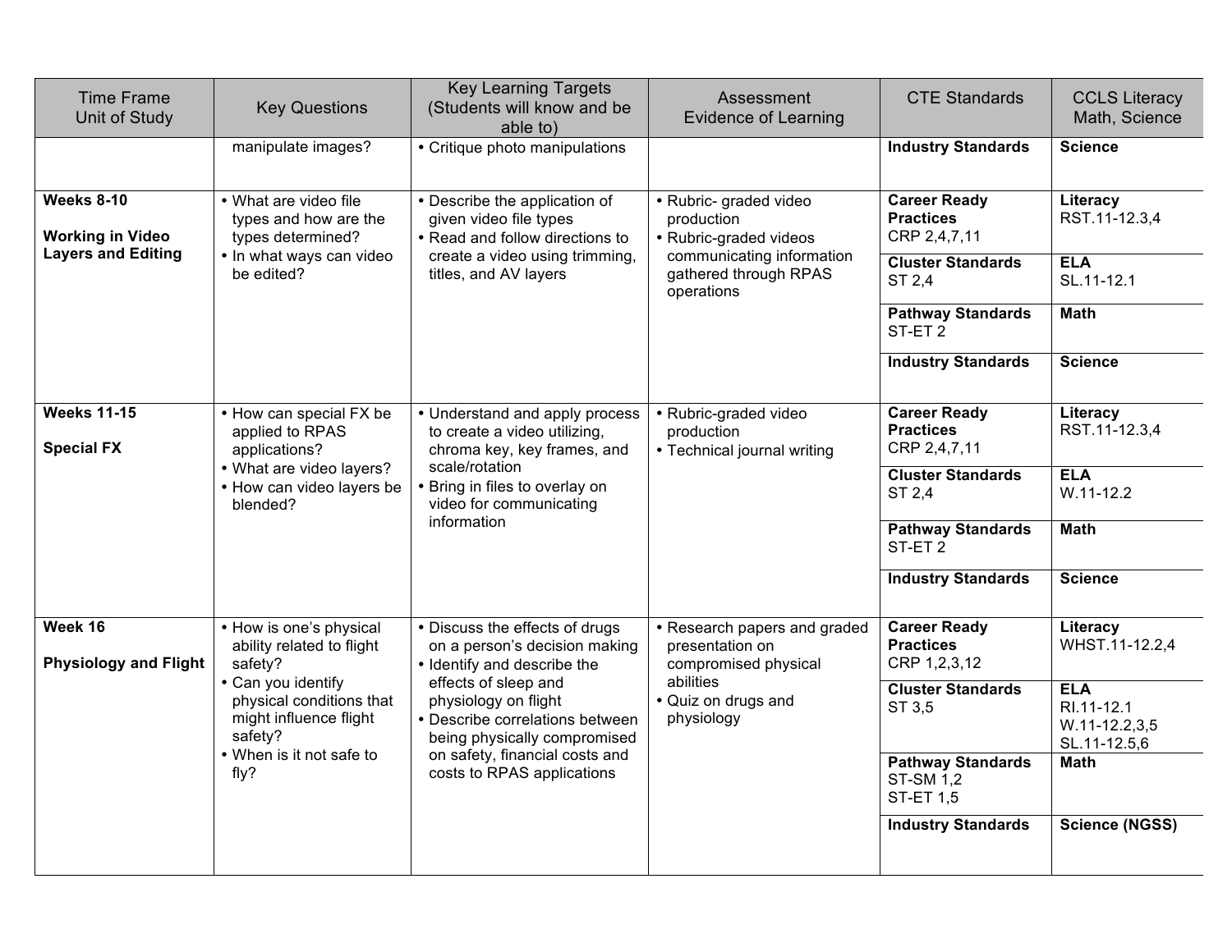| Time Frame Unit of Study | Key Questions | Key Learning Targets (Students will know and be able to) | Assessment Evidence of Learning | CTE Standards | CCLS Literacy Math, Science |
|---|---|---|---|---|---|
| | manipulate images? | • Critique photo manipulations | | **Industry Standards** | **Science** |
| **Weeks 8-10** **Working in Video Layers and Editing** | • What are video file types and how are the types determined? • In what ways can video be edited? | • Describe the application of given video file types • Read and follow directions to create a video using trimming, titles, and AV layers | • Rubric- graded video production • Rubric-graded videos communicating information gathered through RPAS operations | **Career Ready Practices** CRP 2,4,7,11 | **Literacy** RST.11-12.3,4 |
| | | | | **Cluster Standards** ST 2,4 | **ELA** SL.11-12.1 |
| | | | | **Pathway Standards** ST-ET 2 | **Math** |
| | | | | **Industry Standards** | **Science** |
| **Weeks 11-15** **Special FX** | • How can special FX be applied to RPAS applications? • What are video layers? • How can video layers be blended? | • Understand and apply process to create a video utilizing, chroma key, key frames, and scale/rotation • Bring in files to overlay on video for communicating information | • Rubric-graded video production • Technical journal writing | **Career Ready Practices** CRP 2,4,7,11 | **Literacy** RST.11-12.3,4 |
| | | | | **Cluster Standards** ST 2,4 | **ELA** W.11-12.2 |
| | | | | **Pathway Standards** ST-ET 2 | **Math** |
| | | | | **Industry Standards** | **Science** |
| **Week 16** **Physiology and Flight** | • How is one's physical ability related to flight safety? • Can you identify physical conditions that might influence flight safety? • When is it not safe to fly? | • Discuss the effects of drugs on a person's decision making • Identify and describe the effects of sleep and physiology on flight • Describe correlations between being physically compromised on safety, financial costs and costs to RPAS applications | • Research papers and graded presentation on compromised physical abilities • Quiz on drugs and physiology | **Career Ready Practices** CRP 1,2,3,12 | **Literacy** WHST.11-12.2,4 |
| | | | | **Cluster Standards** ST 3,5 | **ELA** RI.11-12.1 W.11-12.2,3,5 SL.11-12.5,6 |
| | | | | **Pathway Standards** ST-SM 1,2 ST-ET 1,5 | **Math** |
| | | | | **Industry Standards** | **Science (NGSS)** |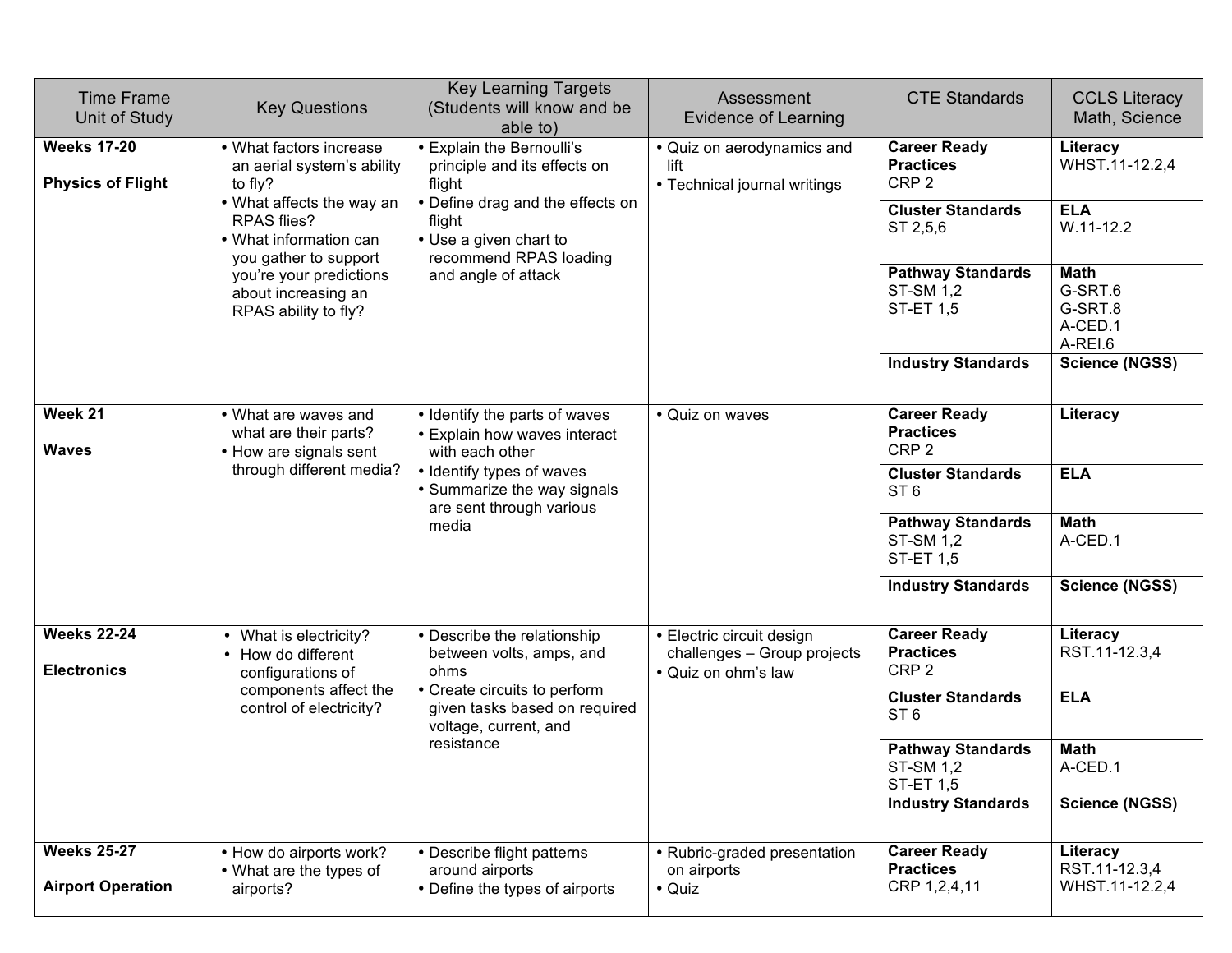| Time Frame<br>Unit of Study | Key Questions | Key Learning Targets<br>(Students will know and be able to) | Assessment<br>Evidence of Learning | CTE Standards | CCLS Literacy<br>Math, Science |
|---|---|---|---|---|---|
| **Weeks 17-20**<br><br>**Physics of Flight** | • What factors increase an aerial system's ability to fly?<br>• What affects the way an RPAS flies?<br>• What information can you gather to support you're your predictions about increasing an RPAS ability to fly? | • Explain the Bernoulli's principle and its effects on flight<br>• Define drag and the effects on flight<br>• Use a given chart to recommend RPAS loading and angle of attack | • Quiz on aerodynamics and lift<br>• Technical journal writings | **Career Ready Practices**<br>CRP 2 | **Literacy**<br>WHST.11-12.2,4 |
| | | | | **Cluster Standards**<br>ST 2,5,6 | **ELA**<br>W.11-12.2 |
| | | | | **Pathway Standards**<br>ST-SM 1,2<br>ST-ET 1,5 | **Math**<br>G-SRT.6<br>G-SRT.8<br>A-CED.1<br>A-REI.6 |
| | | | | **Industry Standards** | **Science (NGSS)** |
| **Week 21**<br><br>**Waves** | • What are waves and what are their parts?<br>• How are signals sent through different media? | • Identify the parts of waves<br>• Explain how waves interact with each other<br>• Identify types of waves<br>• Summarize the way signals are sent through various media | • Quiz on waves | **Career Ready Practices**<br>CRP 2 | **Literacy** |
| | | | | **Cluster Standards**<br>ST 6 | **ELA** |
| | | | | **Pathway Standards**<br>ST-SM 1,2<br>ST-ET 1,5 | **Math**<br>A-CED.1 |
| | | | | **Industry Standards** | **Science (NGSS)** |
| **Weeks 22-24**<br><br>**Electronics** | • What is electricity?<br>• How do different configurations of components affect the control of electricity? | • Describe the relationship between volts, amps, and ohms<br>• Create circuits to perform given tasks based on required voltage, current, and resistance | • Electric circuit design challenges – Group projects<br>• Quiz on ohm's law | **Career Ready Practices**<br>CRP 2 | **Literacy**<br>RST.11-12.3,4 |
| | | | | **Cluster Standards**<br>ST 6 | **ELA** |
| | | | | **Pathway Standards**<br>ST-SM 1,2<br>ST-ET 1,5 | **Math**<br>A-CED.1 |
| | | | | **Industry Standards** | **Science (NGSS)** |
| **Weeks 25-27**<br><br>**Airport Operation** | • How do airports work?<br>• What are the types of airports? | • Describe flight patterns around airports<br>• Define the types of airports | • Rubric-graded presentation on airports<br>• Quiz | **Career Ready Practices**<br>CRP 1,2,4,11 | **Literacy**<br>RST.11-12.3,4<br>WHST.11-12.2,4 |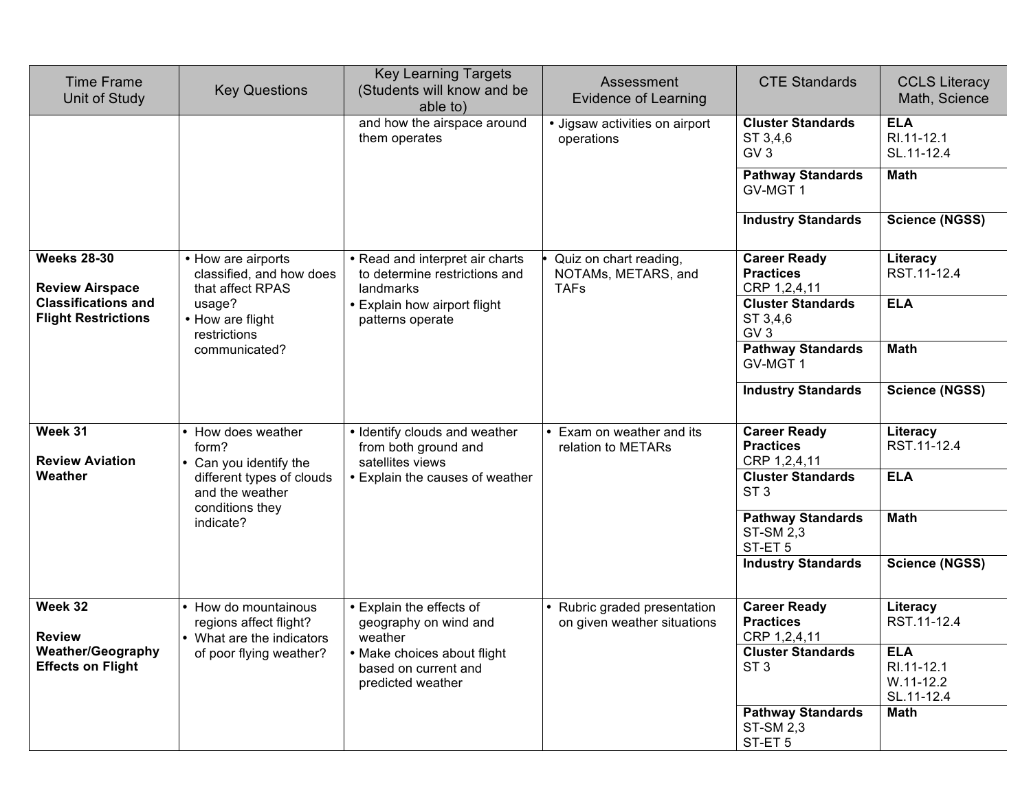| Time Frame<br>Unit of Study | Key Questions | Key Learning Targets<br>(Students will know and be able to) | Assessment<br>Evidence of Learning | CTE Standards | CCLS Literacy<br>Math, Science |
|---|---|---|---|---|---|
| | | and how the airspace around them operates | • Jigsaw activities on airport operations | **Cluster Standards**<br>ST 3,4,6<br>GV 3 | **ELA**<br>RI.11-12.1<br>SL.11-12.4 |
| | | | | **Pathway Standards**<br>GV-MGT 1 | **Math** |
| | | | | **Industry Standards** | **Science (NGSS)** |
| **Weeks 28-30**<br><br>**Review Airspace Classifications and Flight Restrictions** | • How are airports classified, and how does that affect RPAS usage?<br>• How are flight restrictions communicated? | • Read and interpret air charts to determine restrictions and landmarks<br>• Explain how airport flight patterns operate | • Quiz on chart reading, NOTAMs, METARS, and TAFs | **Career Ready Practices**<br>CRP 1,2,4,11 | **Literacy**<br>RST.11-12.4 |
| | | | | **Cluster Standards**<br>ST 3,4,6<br>GV 3 | **ELA** |
| | | | | **Pathway Standards**<br>GV-MGT 1 | **Math** |
| | | | | **Industry Standards** | **Science (NGSS)** |
| **Week 31**<br><br>**Review Aviation Weather** | • How does weather form?<br>• Can you identify the different types of clouds and the weather conditions they indicate? | • Identify clouds and weather from both ground and satellites views<br>• Explain the causes of weather | • Exam on weather and its relation to METARs | **Career Ready Practices**<br>CRP 1,2,4,11 | **Literacy**<br>RST.11-12.4 |
| | | | | **Cluster Standards**<br>ST 3 | **ELA** |
| | | | | **Pathway Standards**<br>ST-SM 2,3<br>ST-ET 5 | **Math** |
| | | | | **Industry Standards** | **Science (NGSS)** |
| **Week 32**<br><br>**Review Weather/Geography Effects on Flight** | • How do mountainous regions affect flight?<br>• What are the indicators of poor flying weather? | • Explain the effects of geography on wind and weather<br>• Make choices about flight based on current and predicted weather | • Rubric graded presentation on given weather situations | **Career Ready Practices**<br>CRP 1,2,4,11 | **Literacy**<br>RST.11-12.4 |
| | | | | **Cluster Standards**<br>ST 3 | **ELA**<br>RI.11-12.1<br>W.11-12.2<br>SL.11-12.4 |
| | | | | **Pathway Standards**<br>ST-SM 2,3<br>ST-ET 5 | **Math** |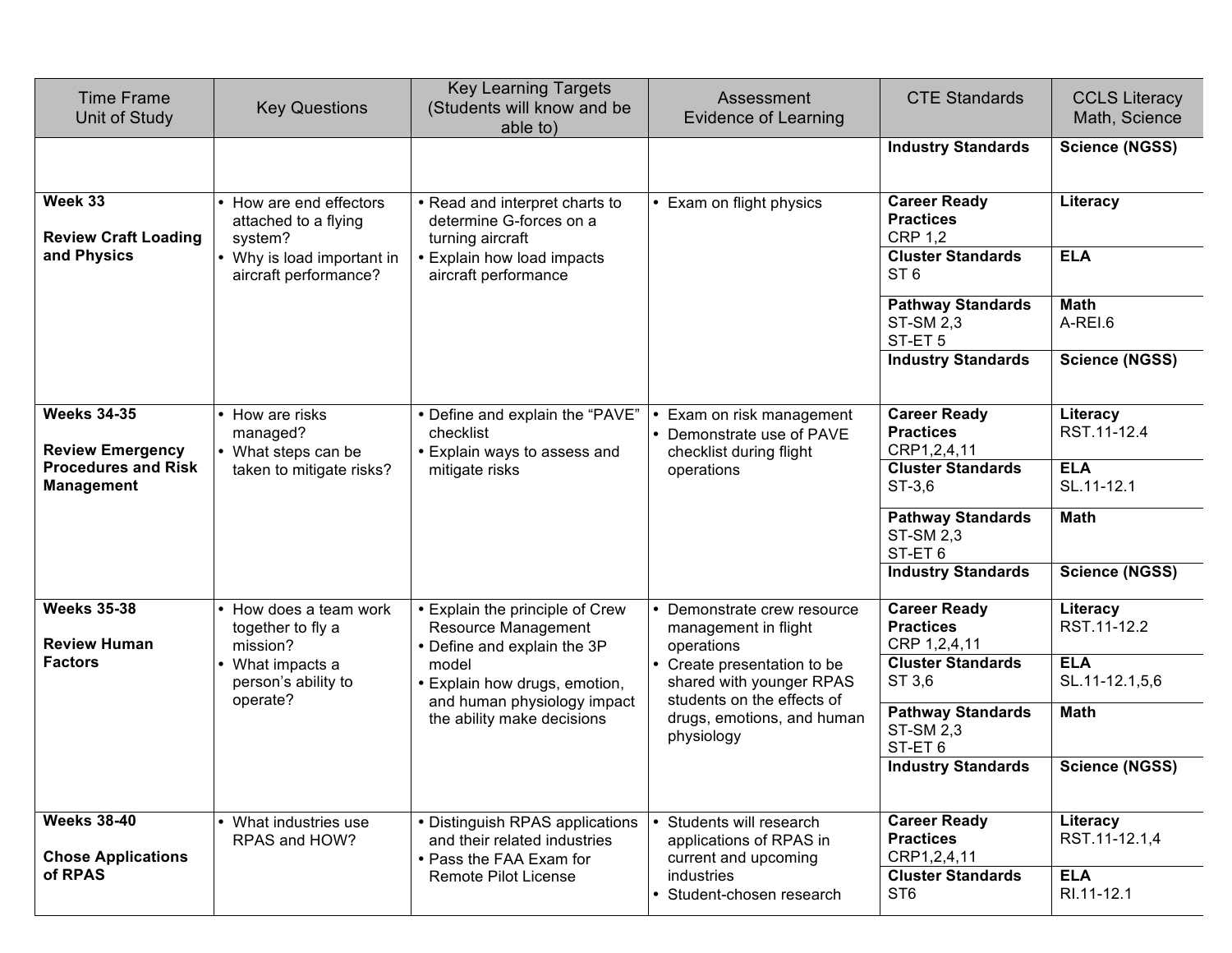| Time Frame Unit of Study | Key Questions | Key Learning Targets (Students will know and be able to) | Assessment Evidence of Learning | CTE Standards | CCLS Literacy Math, Science |
|---|---|---|---|---|---|
| | | | | **Industry Standards** | **Science (NGSS)** |
| **Week 33**<br><br>**Review Craft Loading and Physics** | • How are end effectors attached to a flying system?<br>• Why is load important in aircraft performance? | • Read and interpret charts to determine G-forces on a turning aircraft<br>• Explain how load impacts aircraft performance | • Exam on flight physics | **Career Ready Practices**<br>CRP 1,2 | **Literacy** |
| | | | | **Cluster Standards**<br>ST 6 | **ELA** |
| | | | | **Pathway Standards**<br>ST-SM 2,3<br>ST-ET 5 | **Math**<br>A-REI.6 |
| | | | | **Industry Standards** | **Science (NGSS)** |
| **Weeks 34-35**<br><br>**Review Emergency Procedures and Risk Management** | • How are risks managed?<br>• What steps can be taken to mitigate risks? | • Define and explain the "PAVE" checklist<br>• Explain ways to assess and mitigate risks | • Exam on risk management<br>• Demonstrate use of PAVE checklist during flight operations | **Career Ready Practices**<br>CRP1,2,4,11 | **Literacy**<br>RST.11-12.4 |
| | | | | **Cluster Standards**<br>ST-3,6 | **ELA**<br>SL.11-12.1 |
| | | | | **Pathway Standards**<br>ST-SM 2,3<br>ST-ET 6 | **Math** |
| | | | | **Industry Standards** | **Science (NGSS)** |
| **Weeks 35-38**<br><br>**Review Human Factors** | • How does a team work together to fly a mission?<br>• What impacts a person's ability to operate? | • Explain the principle of Crew Resource Management<br>• Define and explain the 3P model<br>• Explain how drugs, emotion, and human physiology impact the ability make decisions | • Demonstrate crew resource management in flight operations<br>• Create presentation to be shared with younger RPAS students on the effects of drugs, emotions, and human physiology | **Career Ready Practices**<br>CRP 1,2,4,11 | **Literacy**<br>RST.11-12.2 |
| | | | | **Cluster Standards**<br>ST 3,6 | **ELA**<br>SL.11-12.1,5,6 |
| | | | | **Pathway Standards**<br>ST-SM 2,3<br>ST-ET 6 | **Math** |
| | | | | **Industry Standards** | **Science (NGSS)** |
| **Weeks 38-40**<br><br>**Chose Applications of RPAS** | • What industries use RPAS and HOW? | • Distinguish RPAS applications and their related industries<br>• Pass the FAA Exam for Remote Pilot License | • Students will research applications of RPAS in current and upcoming industries<br>• Student-chosen research | **Career Ready Practices**<br>CRP1,2,4,11 | **Literacy**<br>RST.11-12.1,4 |
| | | | | **Cluster Standards**<br>ST6 | **ELA**<br>RI.11-12.1 |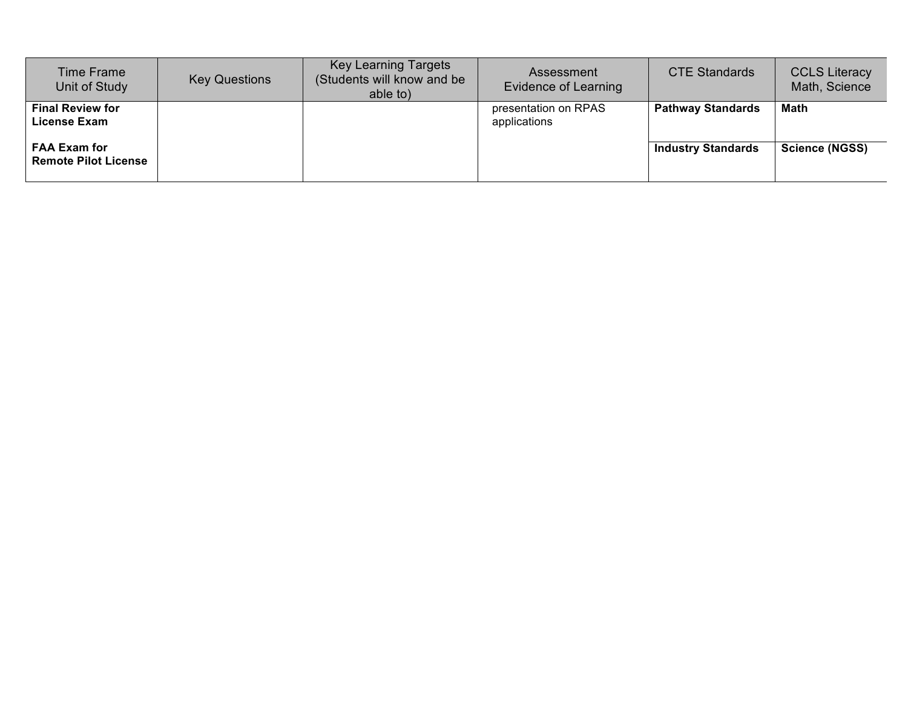| Time Frame Unit of Study | Key Questions | Key Learning Targets (Students will know and be able to) | Assessment Evidence of Learning | CTE Standards | CCLS Literacy Math, Science |
|---|---|---|---|---|---|
| **Final Review for License Exam** | | | presentation on RPAS applications | **Pathway Standards** | **Math** |
| **FAA Exam for Remote Pilot License** | | | | **Industry Standards** | **Science (NGSS)** |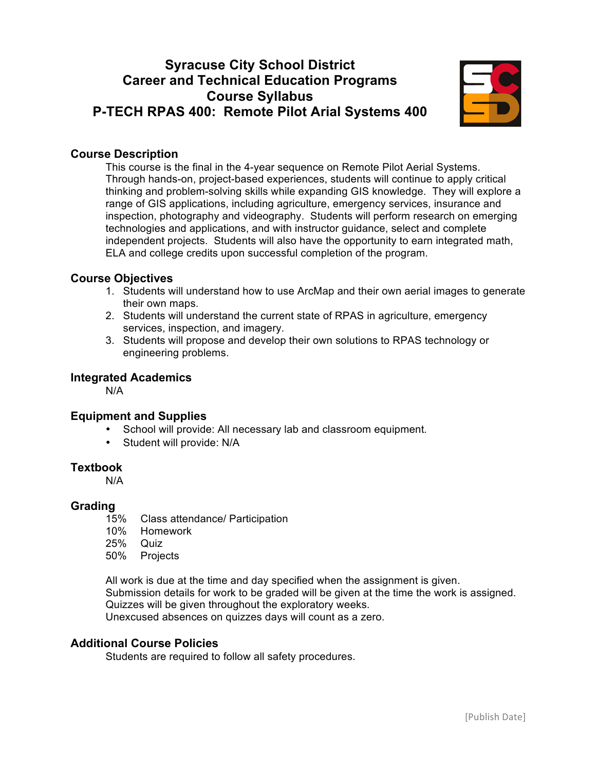# Syracuse City School District
# Career and Technical Education Programs
# Course Syllabus
# P-TECH RPAS 400: Remote Pilot Arial Systems 400

## Course Description

This course is the final in the 4-year sequence on Remote Pilot Aerial Systems. Through hands-on, project-based experiences, students will continue to apply critical thinking and problem-solving skills while expanding GIS knowledge. They will explore a range of GIS applications, including agriculture, emergency services, insurance and inspection, photography and videography. Students will perform research on emerging technologies and applications, and with instructor guidance, select and complete independent projects. Students will also have the opportunity to earn integrated math, ELA and college credits upon successful completion of the program.

## Course Objectives

1. Students will understand how to use ArcMap and their own aerial images to generate their own maps.
2. Students will understand the current state of RPAS in agriculture, emergency services, inspection, and imagery.
3. Students will propose and develop their own solutions to RPAS technology or engineering problems.

## Integrated Academics

N/A

## Equipment and Supplies

- School will provide: All necessary lab and classroom equipment.
- Student will provide: N/A

## Textbook

N/A

## Grading

15% Class attendance/ Participation
10% Homework
25% Quiz
50% Projects

All work is due at the time and day specified when the assignment is given.
Submission details for work to be graded will be given at the time the work is assigned.
Quizzes will be given throughout the exploratory weeks.
Unexcused absences on quizzes days will count as a zero.

## Additional Course Policies

Students are required to follow all safety procedures.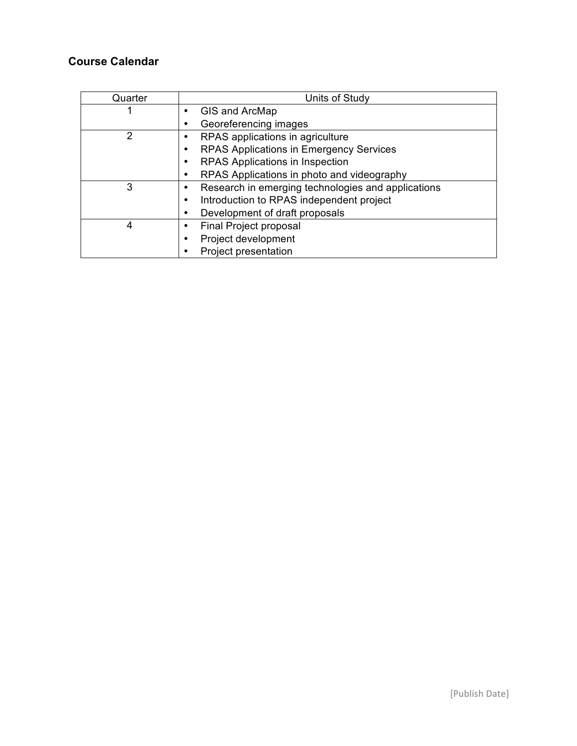**Course Calendar**

| Quarter | Units of Study |
|---|---|
| 1 | • GIS and ArcMap<br>• Georeferencing images |
| 2 | • RPAS applications in agriculture<br>• RPAS Applications in Emergency Services<br>• RPAS Applications in Inspection<br>• RPAS Applications in photo and videography |
| 3 | • Research in emerging technologies and applications<br>• Introduction to RPAS independent project<br>• Development of draft proposals |
| 4 | • Final Project proposal<br>• Project development<br>• Project presentation |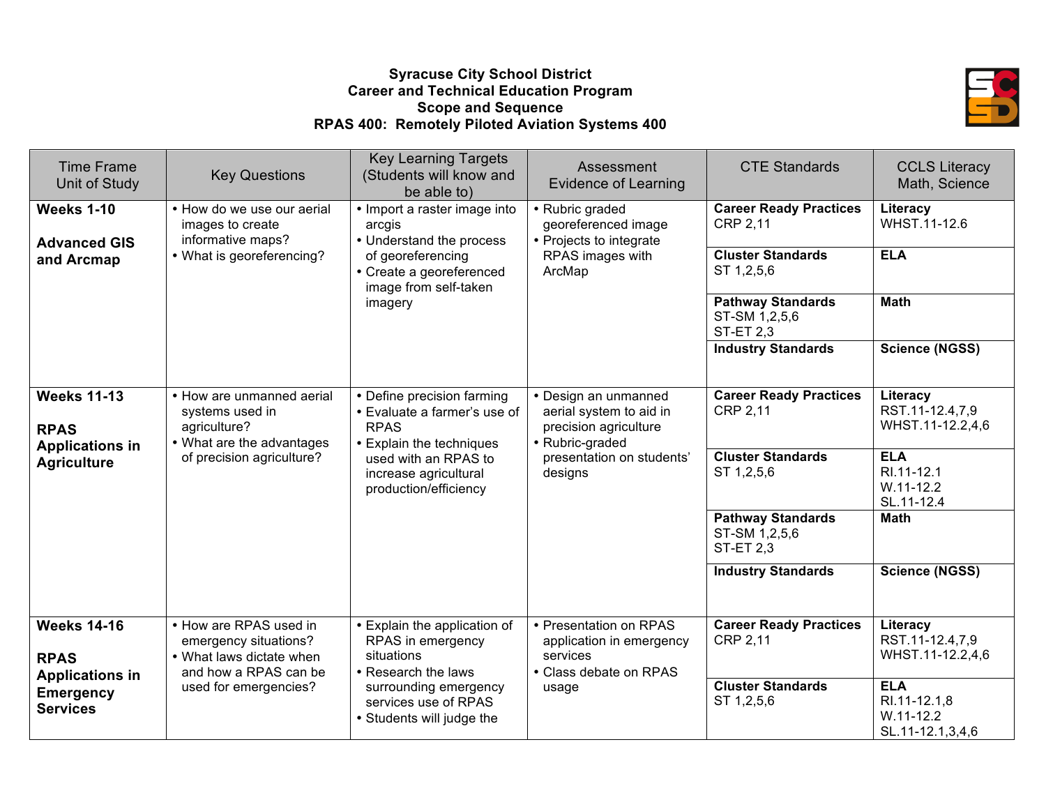**Syracuse City School District**
**Career and Technical Education Program**
**Scope and Sequence**
**RPAS 400: Remotely Piloted Aviation Systems 400**

| Time Frame Unit of Study | Key Questions | Key Learning Targets (Students will know and be able to) | Assessment Evidence of Learning | CTE Standards | CCLS Literacy Math, Science |
|---|---|---|---|---|---|
| **Weeks 1-10**<br><br>**Advanced GIS and Arcmap** | • How do we use our aerial images to create informative maps?<br>• What is georeferencing? | • Import a raster image into arcgis<br>• Understand the process of georeferencing<br>• Create a georeferenced image from self-taken imagery | • Rubric graded georeferenced image<br>• Projects to integrate RPAS images with ArcMap | **Career Ready Practices**<br>CRP 2,11 | **Literacy**<br>WHST.11-12.6 |
| | | | | **Cluster Standards**<br>ST 1,2,5,6 | **ELA** |
| | | | | **Pathway Standards**<br>ST-SM 1,2,5,6<br>ST-ET 2,3 | **Math** |
| | | | | **Industry Standards** | **Science (NGSS)** |
| **Weeks 11-13**<br><br>**RPAS Applications in Agriculture** | • How are unmanned aerial systems used in agriculture?<br>• What are the advantages of precision agriculture? | • Define precision farming<br>• Evaluate a farmer's use of RPAS<br>• Explain the techniques used with an RPAS to increase agricultural production/efficiency | • Design an unmanned aerial system to aid in precision agriculture<br>• Rubric-graded presentation on students' designs | **Career Ready Practices**<br>CRP 2,11 | **Literacy**<br>RST.11-12.4,7,9<br>WHST.11-12.2,4,6 |
| | | | | **Cluster Standards**<br>ST 1,2,5,6 | **ELA**<br>RI.11-12.1<br>W.11-12.2<br>SL.11-12.4 |
| | | | | **Pathway Standards**<br>ST-SM 1,2,5,6<br>ST-ET 2,3 | **Math** |
| | | | | **Industry Standards** | **Science (NGSS)** |
| **Weeks 14-16**<br><br>**RPAS Applications in Emergency Services** | • How are RPAS used in emergency situations?<br>• What laws dictate when and how a RPAS can be used for emergencies? | • Explain the application of RPAS in emergency situations<br>• Research the laws surrounding emergency services use of RPAS<br>• Students will judge the | • Presentation on RPAS application in emergency services<br>• Class debate on RPAS usage | **Career Ready Practices**<br>CRP 2,11 | **Literacy**<br>RST.11-12.4,7,9<br>WHST.11-12.2,4,6 |
| | | | | **Cluster Standards**<br>ST 1,2,5,6 | **ELA**<br>RI.11-12.1,8<br>W.11-12.2<br>SL.11-12.1,3,4,6 |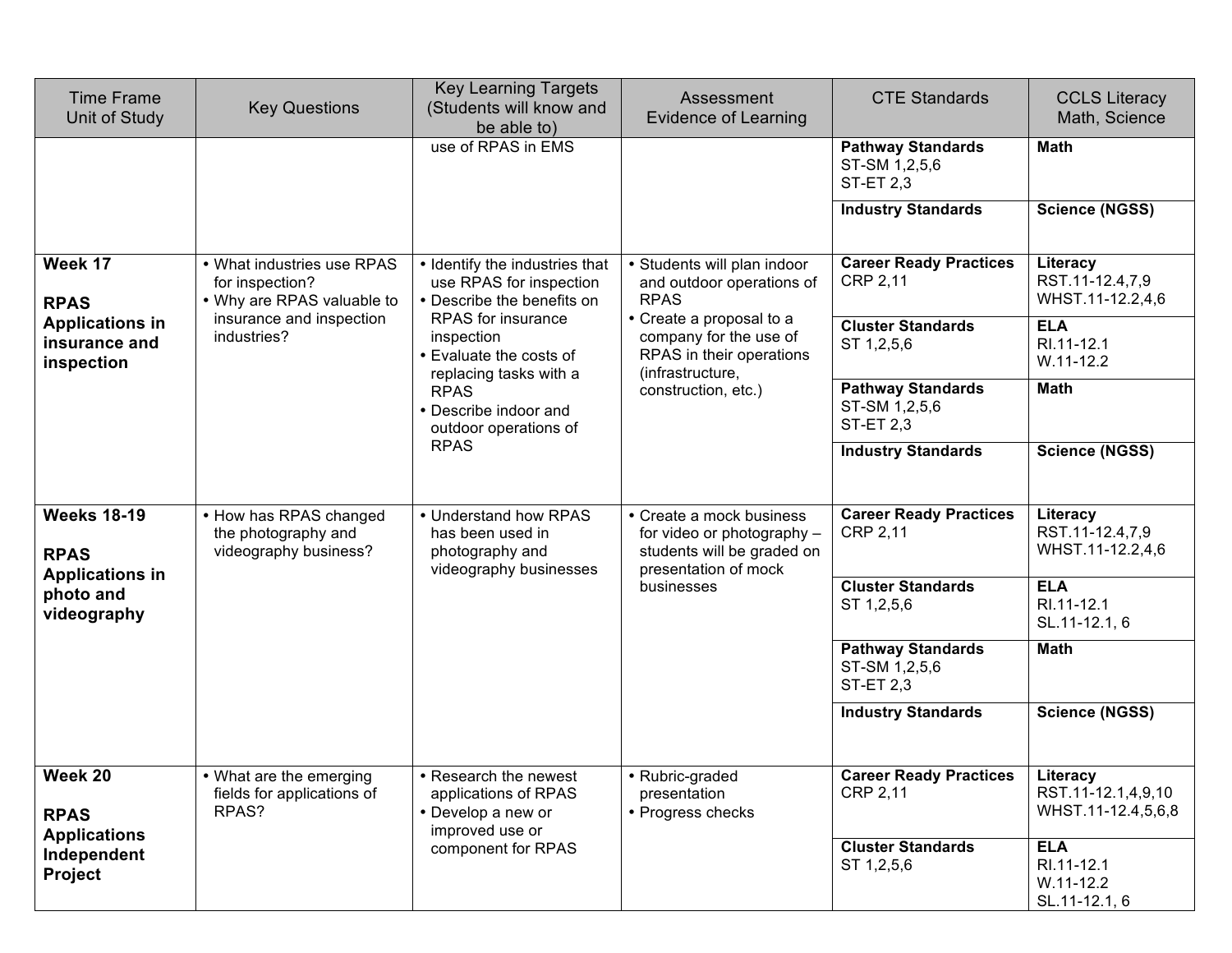| Time Frame Unit of Study | Key Questions | Key Learning Targets (Students will know and be able to) | Assessment Evidence of Learning | CTE Standards | CCLS Literacy Math, Science |
|---|---|---|---|---|---|
| | | use of RPAS in EMS | | **Pathway Standards**<br>ST-SM 1,2,5,6<br>ST-ET 2,3 | **Math** |
| | | | | **Industry Standards** | **Science (NGSS)** |
| **Week 17**<br><br>**RPAS Applications in insurance and inspection** | • What industries use RPAS for inspection?<br>• Why are RPAS valuable to insurance and inspection industries? | • Identify the industries that use RPAS for inspection<br>• Describe the benefits on RPAS for insurance inspection<br>• Evaluate the costs of replacing tasks with a RPAS<br>• Describe indoor and outdoor operations of RPAS | • Students will plan indoor and outdoor operations of RPAS<br>• Create a proposal to a company for the use of RPAS in their operations (infrastructure, construction, etc.) | **Career Ready Practices**<br>CRP 2,11 | **Literacy**<br>RST.11-12.4,7,9<br>WHST.11-12.2,4,6 |
| | | | | **Cluster Standards**<br>ST 1,2,5,6 | **ELA**<br>RI.11-12.1<br>W.11-12.2 |
| | | | | **Pathway Standards**<br>ST-SM 1,2,5,6<br>ST-ET 2,3 | **Math** |
| | | | | **Industry Standards** | **Science (NGSS)** |
| **Weeks 18-19**<br><br>**RPAS Applications in photo and videography** | • How has RPAS changed the photography and videography business? | • Understand how RPAS has been used in photography and videography businesses | • Create a mock business for video or photography – students will be graded on presentation of mock businesses | **Career Ready Practices**<br>CRP 2,11 | **Literacy**<br>RST.11-12.4,7,9<br>WHST.11-12.2,4,6 |
| | | | | **Cluster Standards**<br>ST 1,2,5,6 | **ELA**<br>RI.11-12.1<br>SL.11-12.1, 6 |
| | | | | **Pathway Standards**<br>ST-SM 1,2,5,6<br>ST-ET 2,3 | **Math** |
| | | | | **Industry Standards** | **Science (NGSS)** |
| **Week 20**<br><br>**RPAS Applications Independent Project** | • What are the emerging fields for applications of RPAS? | • Research the newest applications of RPAS<br>• Develop a new or improved use or component for RPAS | • Rubric-graded presentation<br>• Progress checks | **Career Ready Practices**<br>CRP 2,11 | **Literacy**<br>RST.11-12.1,4,9,10<br>WHST.11-12.4,5,6,8 |
| | | | | **Cluster Standards**<br>ST 1,2,5,6 | **ELA**<br>RI.11-12.1<br>W.11-12.2<br>SL.11-12.1, 6 |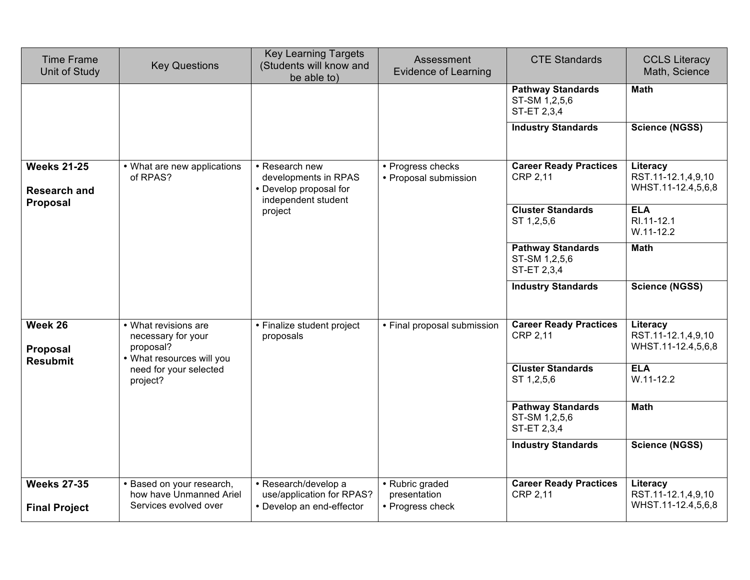| Time Frame Unit of Study | Key Questions | Key Learning Targets (Students will know and be able to) | Assessment Evidence of Learning | CTE Standards | CCLS Literacy Math, Science |
|---|---|---|---|---|---|
| | | | | **Pathway Standards** ST-SM 1,2,5,6 ST-ET 2,3,4 | **Math** |
| | | | | **Industry Standards** | **Science (NGSS)** |
| **Weeks 21-25** **Research and Proposal** | • What are new applications of RPAS? | • Research new developments in RPAS • Develop proposal for independent student project | • Progress checks • Proposal submission | **Career Ready Practices** CRP 2,11 | **Literacy** RST.11-12.1,4,9,10 WHST.11-12.4,5,6,8 |
| | | | | **Cluster Standards** ST 1,2,5,6 | **ELA** RI.11-12.1 W.11-12.2 |
| | | | | **Pathway Standards** ST-SM 1,2,5,6 ST-ET 2,3,4 | **Math** |
| | | | | **Industry Standards** | **Science (NGSS)** |
| **Week 26** **Proposal Resubmit** | • What revisions are necessary for your proposal? • What resources will you need for your selected project? | • Finalize student project proposals | • Final proposal submission | **Career Ready Practices** CRP 2,11 | **Literacy** RST.11-12.1,4,9,10 WHST.11-12.4,5,6,8 |
| | | | | **Cluster Standards** ST 1,2,5,6 | **ELA** W.11-12.2 |
| | | | | **Pathway Standards** ST-SM 1,2,5,6 ST-ET 2,3,4 | **Math** |
| | | | | **Industry Standards** | **Science (NGSS)** |
| **Weeks 27-35** **Final Project** | • Based on your research, how have Unmanned Ariel Services evolved over | • Research/develop a use/application for RPAS? • Develop an end-effector | • Rubric graded presentation • Progress check | **Career Ready Practices** CRP 2,11 | **Literacy** RST.11-12.1,4,9,10 WHST.11-12.4,5,6,8 |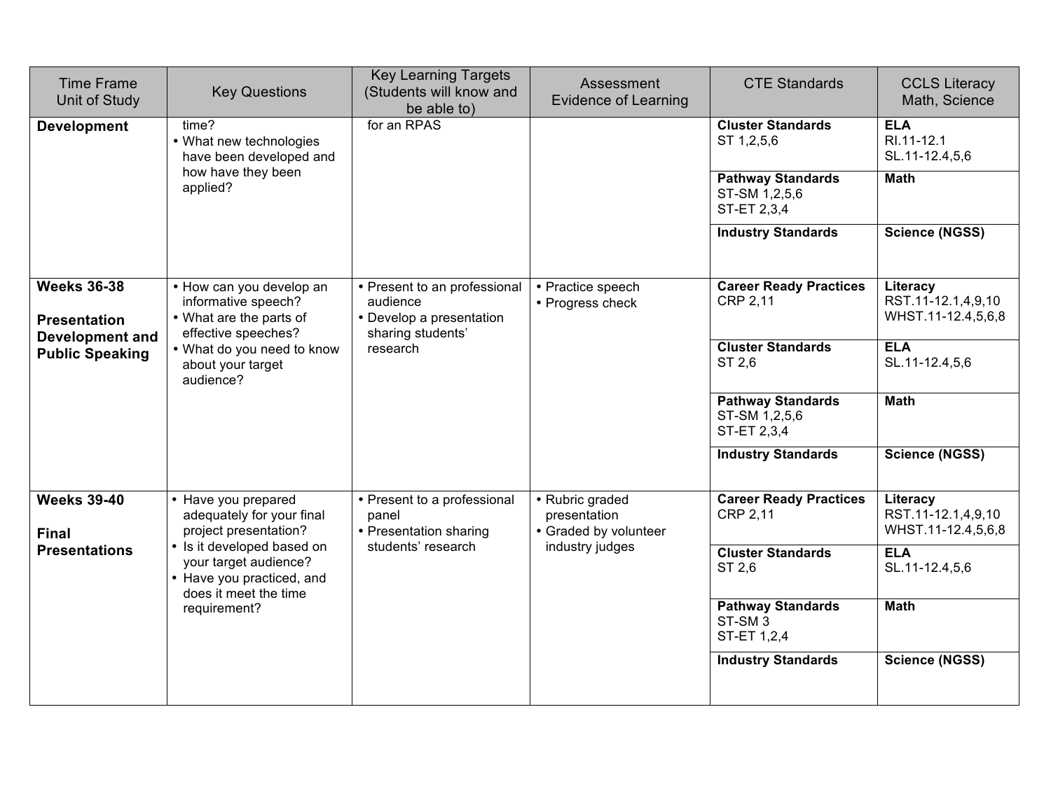| Time Frame Unit of Study | Key Questions | Key Learning Targets (Students will know and be able to) | Assessment Evidence of Learning | CTE Standards | CCLS Literacy Math, Science |
|---|---|---|---|---|---|
| **Development** | time?<br>• What new technologies have been developed and how have they been applied? | for an RPAS | | **Cluster Standards**<br>ST 1,2,5,6 | **ELA**<br>RI.11-12.1<br>SL.11-12.4,5,6 |
| | | | | **Pathway Standards**<br>ST-SM 1,2,5,6<br>ST-ET 2,3,4 | **Math** |
| | | | | **Industry Standards** | **Science (NGSS)** |
| **Weeks 36-38**<br><br>**Presentation Development and Public Speaking** | • How can you develop an informative speech?<br>• What are the parts of effective speeches?<br>• What do you need to know about your target audience? | • Present to an professional audience<br>• Develop a presentation sharing students' research | • Practice speech<br>• Progress check | **Career Ready Practices**<br>CRP 2,11 | **Literacy**<br>RST.11-12.1,4,9,10<br>WHST.11-12.4,5,6,8 |
| | | | | **Cluster Standards**<br>ST 2,6 | **ELA**<br>SL.11-12.4,5,6 |
| | | | | **Pathway Standards**<br>ST-SM 1,2,5,6<br>ST-ET 2,3,4 | **Math** |
| | | | | **Industry Standards** | **Science (NGSS)** |
| **Weeks 39-40**<br><br>**Final Presentations** | • Have you prepared adequately for your final project presentation?<br>• Is it developed based on your target audience?<br>• Have you practiced, and does it meet the time requirement? | • Present to a professional panel<br>• Presentation sharing students' research | • Rubric graded presentation<br>• Graded by volunteer industry judges | **Career Ready Practices**<br>CRP 2,11 | **Literacy**<br>RST.11-12.1,4,9,10<br>WHST.11-12.4,5,6,8 |
| | | | | **Cluster Standards**<br>ST 2,6 | **ELA**<br>SL.11-12.4,5,6 |
| | | | | **Pathway Standards**<br>ST-SM 3<br>ST-ET 1,2,4 | **Math** |
| | | | | **Industry Standards** | **Science (NGSS)** |